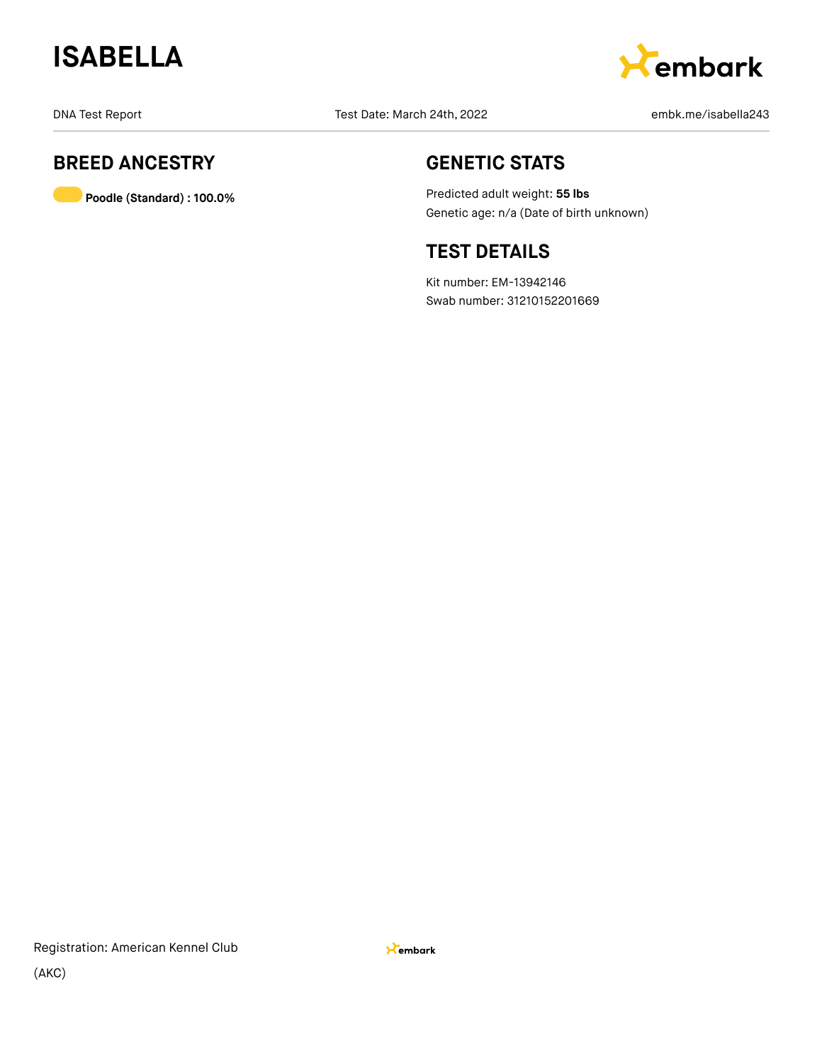# ISABELLA

DNA Test Report | Test Date: March 24th, 2022 | embk.me/isabella243

## BREED ANCESTRY

**Poodle (Standard) : 100.0%**

## GENETIC STATS

Predicted adult weight: **55 lbs**

Genetic age: n/a (Date of birth unknown)

## TEST DETAILS

Kit number: EM-13942146

Swab number: 31210152201669

Registration: American Kennel Club (AKC)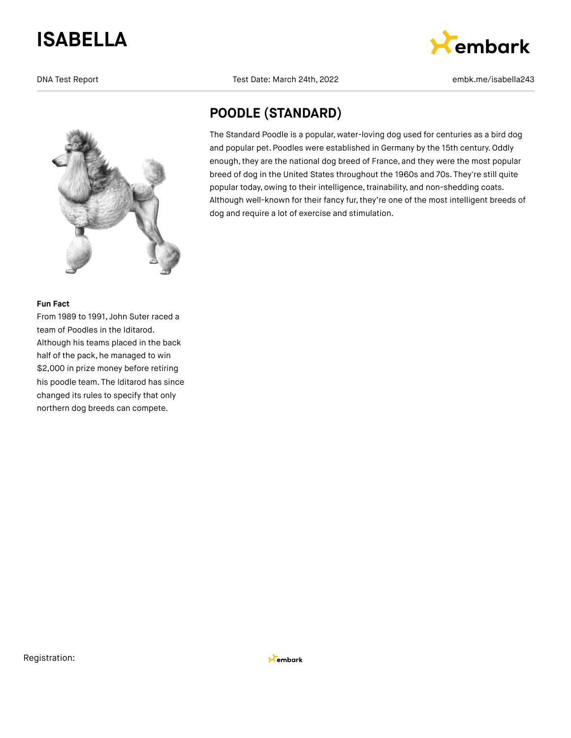# ISABELLA

DNA Test Report | Test Date: March 24th, 2022 | embk.me/isabella243

## POODLE (STANDARD)

The Standard Poodle is a popular, water-loving dog used for centuries as a bird dog and popular pet. Poodles were established in Germany by the 15th century. Oddly enough, they are the national dog breed of France, and they were the most popular breed of dog in the United States throughout the 1960s and 70s. They're still quite popular today, owing to their intelligence, trainability, and non-shedding coats. Although well-known for their fancy fur, they're one of the most intelligent breeds of dog and require a lot of exercise and stimulation.

**Fun Fact**

From 1989 to 1991, John Suter raced a team of Poodles in the Iditarod. Although his teams placed in the back half of the pack, he managed to win $2,000 in prize money before retiring his poodle team. The Iditarod has since changed its rules to specify that only northern dog breeds can compete.

Registration: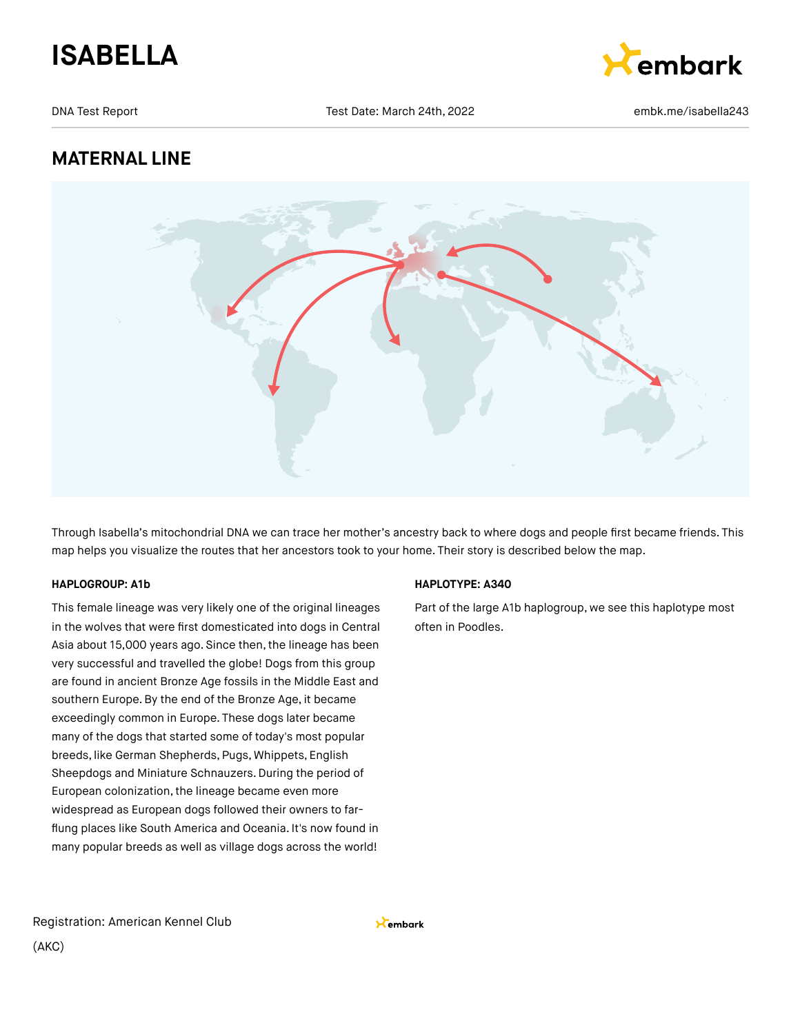# ISABELLA

DNA Test Report | Test Date: March 24th, 2022 | embk.me/isabella243

## MATERNAL LINE

Through Isabella's mitochondrial DNA we can trace her mother's ancestry back to where dogs and people first became friends. This map helps you visualize the routes that her ancestors took to your home. Their story is described below the map.

**HAPLOGROUP: A1b**

This female lineage was very likely one of the original lineages in the wolves that were first domesticated into dogs in Central Asia about 15,000 years ago. Since then, the lineage has been very successful and travelled the globe! Dogs from this group are found in ancient Bronze Age fossils in the Middle East and southern Europe. By the end of the Bronze Age, it became exceedingly common in Europe. These dogs later became many of the dogs that started some of today's most popular breeds, like German Shepherds, Pugs, Whippets, English Sheepdogs and Miniature Schnauzers. During the period of European colonization, the lineage became even more widespread as European dogs followed their owners to far-flung places like South America and Oceania. It's now found in many popular breeds as well as village dogs across the world!

**HAPLOTYPE: A340**

Part of the large A1b haplogroup, we see this haplotype most often in Poodles.

Registration: American Kennel Club (AKC)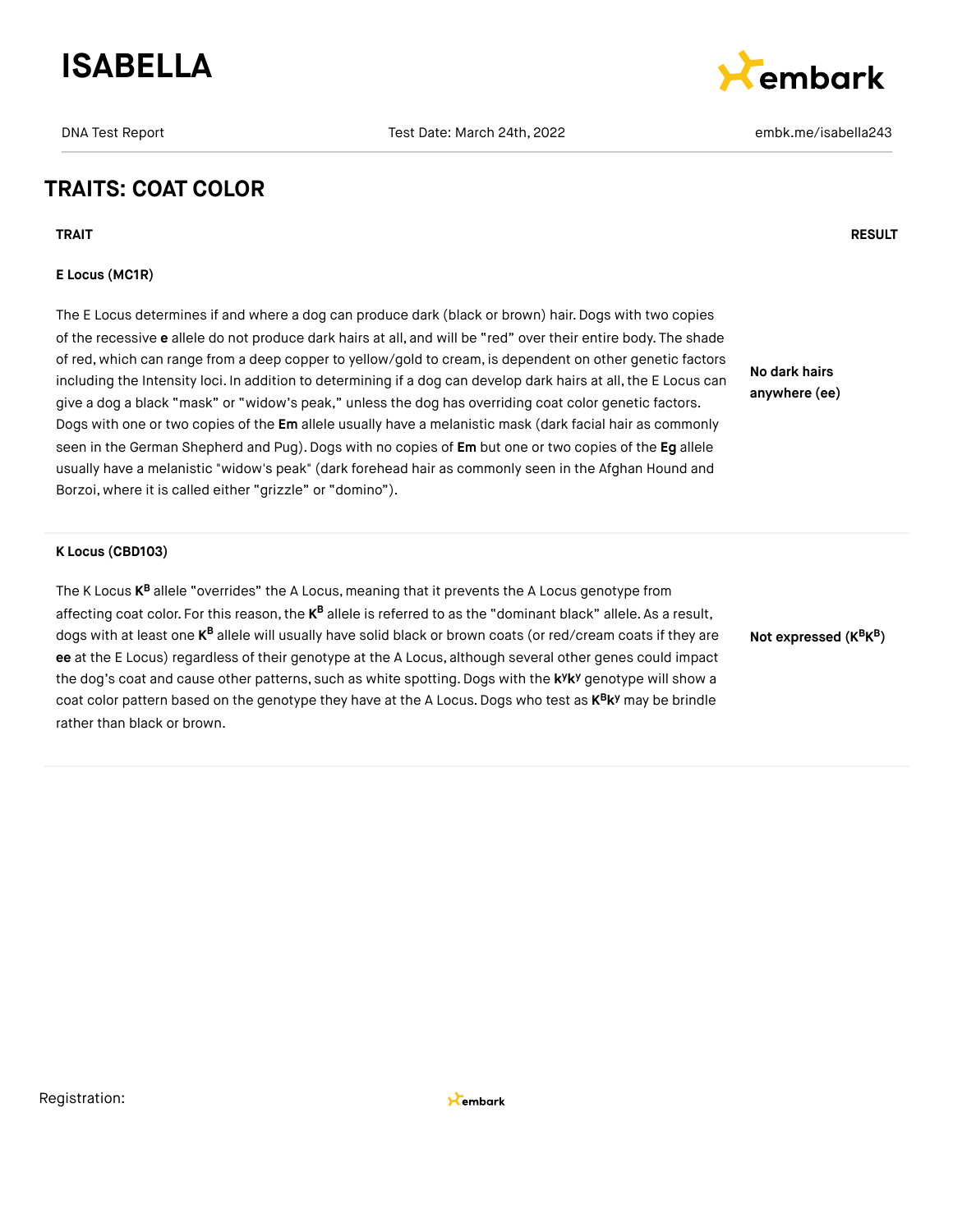## TRAITS: COAT COLOR

| TRAIT | RESULT |
|---|---|
| **E Locus (MC1R)**<br><br>The E Locus determines if and where a dog can produce dark (black or brown) hair. Dogs with two copies of the recessive **e** allele do not produce dark hairs at all, and will be "red" over their entire body. The shade of red, which can range from a deep copper to yellow/gold to cream, is dependent on other genetic factors including the Intensity loci. In addition to determining if a dog can develop dark hairs at all, the E Locus can give a dog a black "mask" or "widow's peak," unless the dog has overriding coat color genetic factors. Dogs with one or two copies of the **Em** allele usually have a melanistic mask (dark facial hair as commonly seen in the German Shepherd and Pug). Dogs with no copies of **Em** but one or two copies of the **Eg** allele usually have a melanistic "widow's peak" (dark forehead hair as commonly seen in the Afghan Hound and Borzoi, where it is called either "grizzle" or "domino"). | **No dark hairs anywhere (ee)** |
| **K Locus (CBD103)**<br><br>The K Locus $\mathbf{K^B}$ allele "overrides" the A Locus, meaning that it prevents the A Locus genotype from affecting coat color. For this reason, the $\mathbf{K^B}$ allele is referred to as the "dominant black" allele. As a result, dogs with at least one $\mathbf{K^B}$ allele will usually have solid black or brown coats (or red/cream coats if they are **ee** at the E Locus) regardless of their genotype at the A Locus, although several other genes could impact the dog's coat and cause other patterns, such as white spotting. Dogs with the $\mathbf{k^yk^y}$ genotype will show a coat color pattern based on the genotype they have at the A Locus. Dogs who test as $\mathbf{K^Bk^y}$ may be brindle rather than black or brown. | **Not expressed ($\mathbf{K^BK^B}$)** |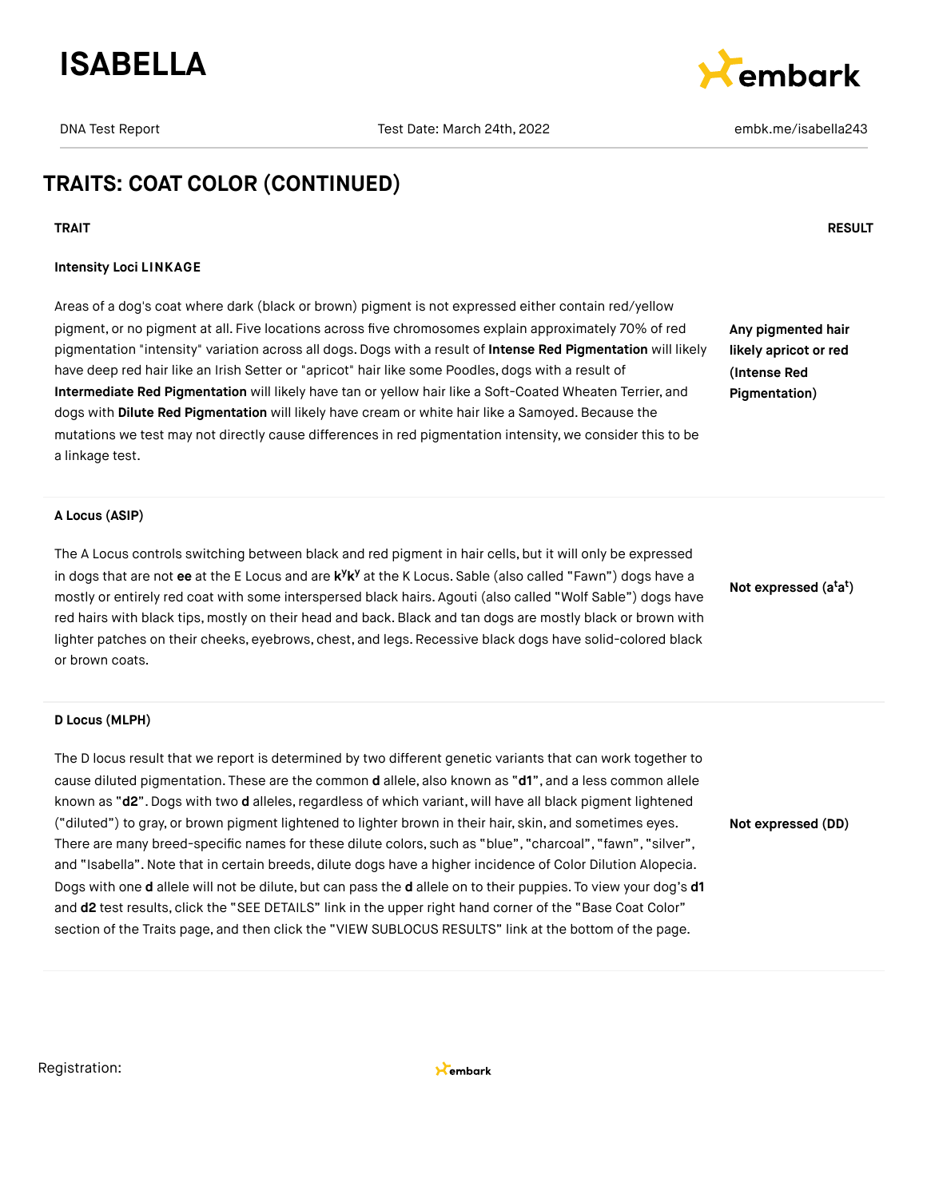## TRAITS: COAT COLOR (CONTINUED)

| TRAIT | RESULT |
| --- | --- |
| **Intensity Loci LINKAGE**<br><br>Areas of a dog's coat where dark (black or brown) pigment is not expressed either contain red/yellow pigment, or no pigment at all. Five locations across five chromosomes explain approximately 70% of red pigmentation "intensity" variation across all dogs. Dogs with a result of **Intense Red Pigmentation** will likely have deep red hair like an Irish Setter or "apricot" hair like some Poodles, dogs with a result of **Intermediate Red Pigmentation** will likely have tan or yellow hair like a Soft-Coated Wheaten Terrier, and dogs with **Dilute Red Pigmentation** will likely have cream or white hair like a Samoyed. Because the mutations we test may not directly cause differences in red pigmentation intensity, we consider this to be a linkage test. | **Any pigmented hair likely apricot or red (Intense Red Pigmentation)** |
| **A Locus (ASIP)**<br><br>The A Locus controls switching between black and red pigment in hair cells, but it will only be expressed in dogs that are not **ee** at the E Locus and are **$k^y k^y$** at the K Locus. Sable (also called "Fawn") dogs have a mostly or entirely red coat with some interspersed black hairs. Agouti (also called "Wolf Sable") dogs have red hairs with black tips, mostly on their head and back. Black and tan dogs are mostly black or brown with lighter patches on their cheeks, eyebrows, chest, and legs. Recessive black dogs have solid-colored black or brown coats. | **Not expressed ($a^t a^t$)** |
| **D Locus (MLPH)**<br><br>The D locus result that we report is determined by two different genetic variants that can work together to cause diluted pigmentation. These are the common **d** allele, also known as "**d1**", and a less common allele known as "**d2**". Dogs with two **d** alleles, regardless of which variant, will have all black pigment lightened ("diluted") to gray, or brown pigment lightened to lighter brown in their hair, skin, and sometimes eyes. There are many breed-specific names for these dilute colors, such as "blue", "charcoal", "fawn", "silver", and "Isabella". Note that in certain breeds, dilute dogs have a higher incidence of Color Dilution Alopecia. Dogs with one **d** allele will not be dilute, but can pass the **d** allele on to their puppies. To view your dog's **d1** and **d2** test results, click the "SEE DETAILS" link in the upper right hand corner of the "Base Coat Color" section of the Traits page, and then click the "VIEW SUBLOCUS RESULTS" link at the bottom of the page. | **Not expressed (DD)** |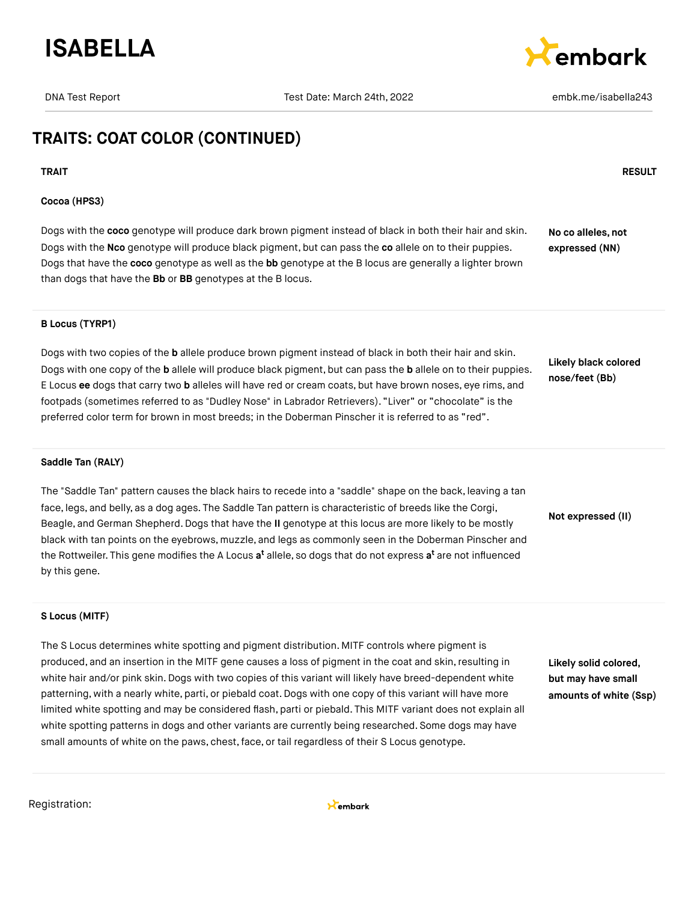## TRAITS: COAT COLOR (CONTINUED)

| TRAIT | RESULT |
|---|---|
| **Cocoa (HPS3)**<br><br>Dogs with the **coco** genotype will produce dark brown pigment instead of black in both their hair and skin. Dogs with the **Nco** genotype will produce black pigment, but can pass the **co** allele on to their puppies. Dogs that have the **coco** genotype as well as the **bb** genotype at the B locus are generally a lighter brown than dogs that have the **Bb** or **BB** genotypes at the B locus. | **No co alleles, not expressed (NN)** |
| **B Locus (TYRP1)**<br><br>Dogs with two copies of the **b** allele produce brown pigment instead of black in both their hair and skin. Dogs with one copy of the **b** allele will produce black pigment, but can pass the **b** allele on to their puppies. E Locus **ee** dogs that carry two **b** alleles will have red or cream coats, but have brown noses, eye rims, and footpads (sometimes referred to as "Dudley Nose" in Labrador Retrievers). "Liver" or "chocolate" is the preferred color term for brown in most breeds; in the Doberman Pinscher it is referred to as "red". | **Likely black colored nose/feet (Bb)** |
| **Saddle Tan (RALY)**<br><br>The "Saddle Tan" pattern causes the black hairs to recede into a "saddle" shape on the back, leaving a tan face, legs, and belly, as a dog ages. The Saddle Tan pattern is characteristic of breeds like the Corgi, Beagle, and German Shepherd. Dogs that have the **II** genotype at this locus are more likely to be mostly black with tan points on the eyebrows, muzzle, and legs as commonly seen in the Doberman Pinscher and the Rottweiler. This gene modifies the A Locus **$a^t$** allele, so dogs that do not express **$a^t$** are not influenced by this gene. | **Not expressed (II)** |
| **S Locus (MITF)**<br><br>The S Locus determines white spotting and pigment distribution. MITF controls where pigment is produced, and an insertion in the MITF gene causes a loss of pigment in the coat and skin, resulting in white hair and/or pink skin. Dogs with two copies of this variant will likely have breed-dependent white patterning, with a nearly white, parti, or piebald coat. Dogs with one copy of this variant will have more limited white spotting and may be considered flash, parti or piebald. This MITF variant does not explain all white spotting patterns in dogs and other variants are currently being researched. Some dogs may have small amounts of white on the paws, chest, face, or tail regardless of their S Locus genotype. | **Likely solid colored, but may have small amounts of white (Ssp)** |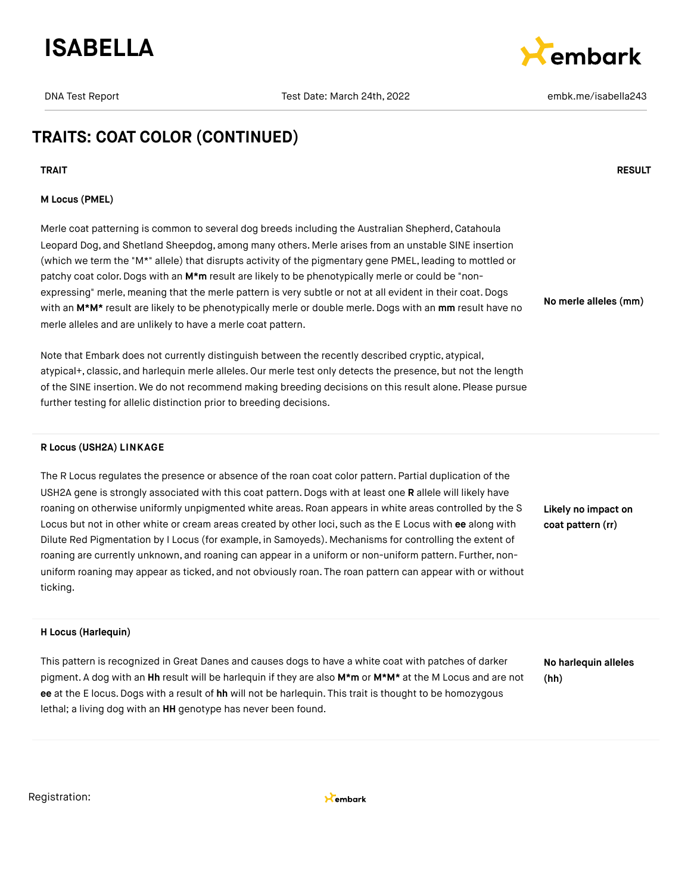# ISABELLA

DNA Test Report | Test Date: March 24th, 2022 | embk.me/isabella243

## TRAITS: COAT COLOR (CONTINUED)

| TRAIT | RESULT |
| --- | --- |
| **M Locus (PMEL)**<br><br>Merle coat patterning is common to several dog breeds including the Australian Shepherd, Catahoula Leopard Dog, and Shetland Sheepdog, among many others. Merle arises from an unstable SINE insertion (which we term the "M*" allele) that disrupts activity of the pigmentary gene PMEL, leading to mottled or patchy coat color. Dogs with an **M*m** result are likely to be phenotypically merle or could be "non-expressing" merle, meaning that the merle pattern is very subtle or not at all evident in their coat. Dogs with an **M*M*** result are likely to be phenotypically merle or double merle. Dogs with an **mm** result have no merle alleles and are unlikely to have a merle coat pattern.<br><br>Note that Embark does not currently distinguish between the recently described cryptic, atypical, atypical+, classic, and harlequin merle alleles. Our merle test only detects the presence, but not the length of the SINE insertion. We do not recommend making breeding decisions on this result alone. Please pursue further testing for allelic distinction prior to breeding decisions. | **No merle alleles (mm)** |
| **R Locus (USH2A) LINKAGE**<br><br>The R Locus regulates the presence or absence of the roan coat color pattern. Partial duplication of the USH2A gene is strongly associated with this coat pattern. Dogs with at least one **R** allele will likely have roaning on otherwise uniformly unpigmented white areas. Roan appears in white areas controlled by the S Locus but not in other white or cream areas created by other loci, such as the E Locus with **ee** along with Dilute Red Pigmentation by I Locus (for example, in Samoyeds). Mechanisms for controlling the extent of roaning are currently unknown, and roaning can appear in a uniform or non-uniform pattern. Further, non-uniform roaning may appear as ticked, and not obviously roan. The roan pattern can appear with or without ticking. | **Likely no impact on coat pattern (rr)** |
| **H Locus (Harlequin)**<br><br>This pattern is recognized in Great Danes and causes dogs to have a white coat with patches of darker pigment. A dog with an **Hh** result will be harlequin if they are also **M*m** or **M*M*** at the M Locus and are not **ee** at the E locus. Dogs with a result of **hh** will not be harlequin. This trait is thought to be homozygous lethal; a living dog with an **HH** genotype has never been found. | **No harlequin alleles (hh)** |

Registration: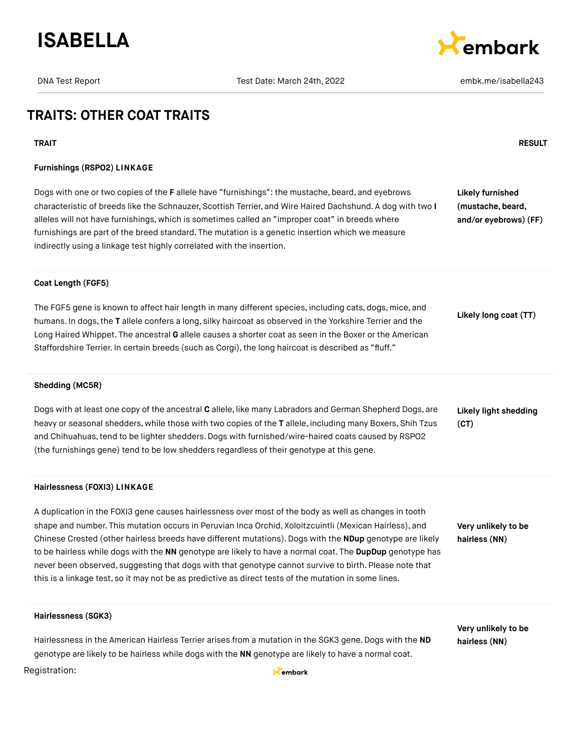# ISABELLA

DNA Test Report | Test Date: March 24th, 2022 | embk.me/isabella243

## TRAITS: OTHER COAT TRAITS

| TRAIT | RESULT |
|---|---|
| **Furnishings (RSPO2) LINKAGE**<br><br>Dogs with one or two copies of the **F** allele have "furnishings": the mustache, beard, and eyebrows characteristic of breeds like the Schnauzer, Scottish Terrier, and Wire Haired Dachshund. A dog with two **I** alleles will not have furnishings, which is sometimes called an "improper coat" in breeds where furnishings are part of the breed standard. The mutation is a genetic insertion which we measure indirectly using a linkage test highly correlated with the insertion. | **Likely furnished (mustache, beard, and/or eyebrows) (FF)** |
| **Coat Length (FGF5)**<br><br>The FGF5 gene is known to affect hair length in many different species, including cats, dogs, mice, and humans. In dogs, the **T** allele confers a long, silky haircoat as observed in the Yorkshire Terrier and the Long Haired Whippet. The ancestral **G** allele causes a shorter coat as seen in the Boxer or the American Staffordshire Terrier. In certain breeds (such as Corgi), the long haircoat is described as "fluff." | **Likely long coat (TT)** |
| **Shedding (MC5R)**<br><br>Dogs with at least one copy of the ancestral **C** allele, like many Labradors and German Shepherd Dogs, are heavy or seasonal shedders, while those with two copies of the **T** allele, including many Boxers, Shih Tzus and Chihuahuas, tend to be lighter shedders. Dogs with furnished/wire-haired coats caused by RSPO2 (the furnishings gene) tend to be low shedders regardless of their genotype at this gene. | **Likely light shedding (CT)** |
| **Hairlessness (FOXI3) LINKAGE**<br><br>A duplication in the FOXI3 gene causes hairlessness over most of the body as well as changes in tooth shape and number. This mutation occurs in Peruvian Inca Orchid, Xoloitzcuintli (Mexican Hairless), and Chinese Crested (other hairless breeds have different mutations). Dogs with the **NDup** genotype are likely to be hairless while dogs with the **NN** genotype are likely to have a normal coat. The **DupDup** genotype has never been observed, suggesting that dogs with that genotype cannot survive to birth. Please note that this is a linkage test, so it may not be as predictive as direct tests of the mutation in some lines. | **Very unlikely to be hairless (NN)** |
| **Hairlessness (SGK3)**<br><br>Hairlessness in the American Hairless Terrier arises from a mutation in the SGK3 gene. Dogs with the **ND** genotype are likely to be hairless while dogs with the **NN** genotype are likely to have a normal coat. | **Very unlikely to be hairless (NN)** |

Registration: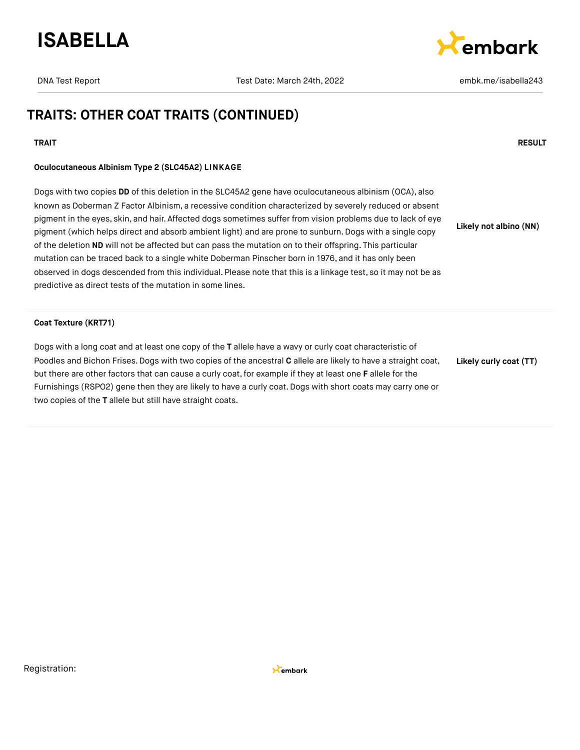## TRAITS: OTHER COAT TRAITS (CONTINUED)

| TRAIT | RESULT |
|---|---|
| **Oculocutaneous Albinism Type 2 (SLC45A2) LINKAGE**<br><br>Dogs with two copies **DD** of this deletion in the SLC45A2 gene have oculocutaneous albinism (OCA), also known as Doberman Z Factor Albinism, a recessive condition characterized by severely reduced or absent pigment in the eyes, skin, and hair. Affected dogs sometimes suffer from vision problems due to lack of eye pigment (which helps direct and absorb ambient light) and are prone to sunburn. Dogs with a single copy of the deletion **ND** will not be affected but can pass the mutation on to their offspring. This particular mutation can be traced back to a single white Doberman Pinscher born in 1976, and it has only been observed in dogs descended from this individual. Please note that this is a linkage test, so it may not be as predictive as direct tests of the mutation in some lines. | **Likely not albino (NN)** |
| **Coat Texture (KRT71)**<br><br>Dogs with a long coat and at least one copy of the **T** allele have a wavy or curly coat characteristic of Poodles and Bichon Frises. Dogs with two copies of the ancestral **C** allele are likely to have a straight coat, but there are other factors that can cause a curly coat, for example if they at least one **F** allele for the Furnishings (RSPO2) gene then they are likely to have a curly coat. Dogs with short coats may carry one or two copies of the **T** allele but still have straight coats. | **Likely curly coat (TT)** |

Registration: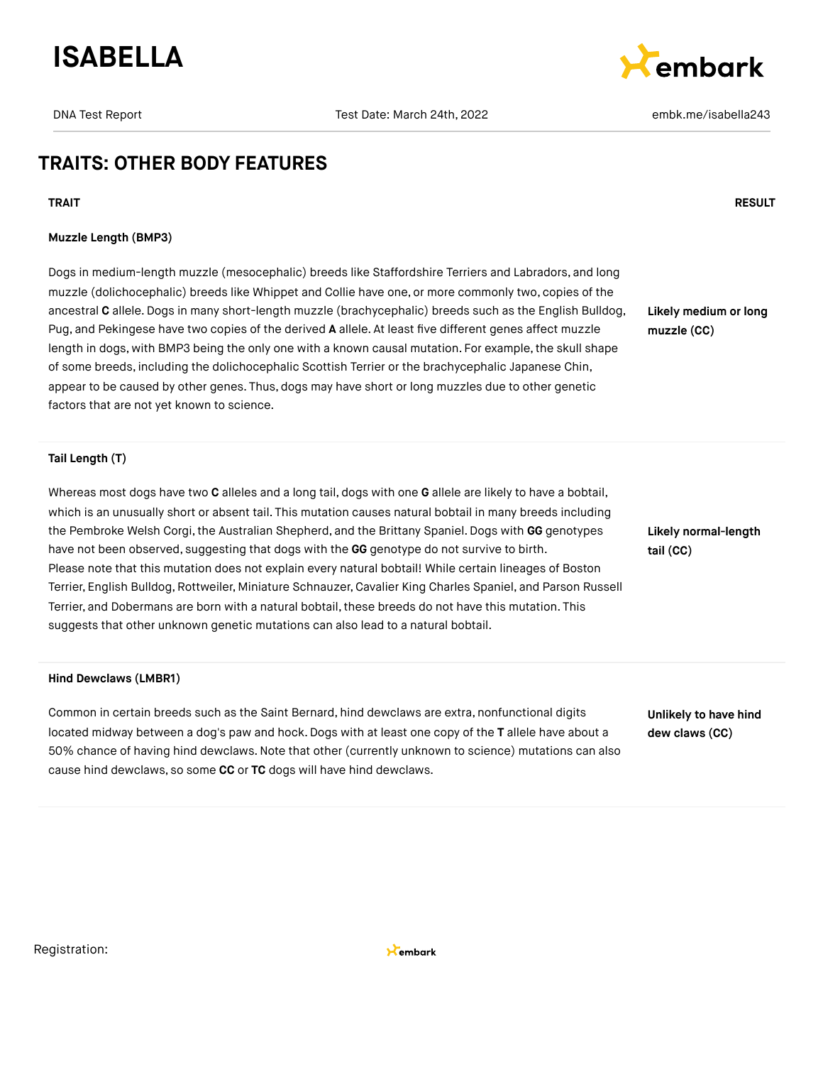## TRAITS: OTHER BODY FEATURES

| TRAIT | RESULT |
| --- | --- |
| **Muzzle Length (BMP3)**<br><br>Dogs in medium-length muzzle (mesocephalic) breeds like Staffordshire Terriers and Labradors, and long muzzle (dolichocephalic) breeds like Whippet and Collie have one, or more commonly two, copies of the ancestral **C** allele. Dogs in many short-length muzzle (brachycephalic) breeds such as the English Bulldog, Pug, and Pekingese have two copies of the derived **A** allele. At least five different genes affect muzzle length in dogs, with BMP3 being the only one with a known causal mutation. For example, the skull shape of some breeds, including the dolichocephalic Scottish Terrier or the brachycephalic Japanese Chin, appear to be caused by other genes. Thus, dogs may have short or long muzzles due to other genetic factors that are not yet known to science. | **Likely medium or long muzzle (CC)** |
| **Tail Length (T)**<br><br>Whereas most dogs have two **C** alleles and a long tail, dogs with one **G** allele are likely to have a bobtail, which is an unusually short or absent tail. This mutation causes natural bobtail in many breeds including the Pembroke Welsh Corgi, the Australian Shepherd, and the Brittany Spaniel. Dogs with **GG** genotypes have not been observed, suggesting that dogs with the **GG** genotype do not survive to birth. Please note that this mutation does not explain every natural bobtail! While certain lineages of Boston Terrier, English Bulldog, Rottweiler, Miniature Schnauzer, Cavalier King Charles Spaniel, and Parson Russell Terrier, and Dobermans are born with a natural bobtail, these breeds do not have this mutation. This suggests that other unknown genetic mutations can also lead to a natural bobtail. | **Likely normal-length tail (CC)** |
| **Hind Dewclaws (LMBR1)**<br><br>Common in certain breeds such as the Saint Bernard, hind dewclaws are extra, nonfunctional digits located midway between a dog's paw and hock. Dogs with at least one copy of the **T** allele have about a 50% chance of having hind dewclaws. Note that other (currently unknown to science) mutations can also cause hind dewclaws, so some **CC** or **TC** dogs will have hind dewclaws. | **Unlikely to have hind dew claws (CC)** |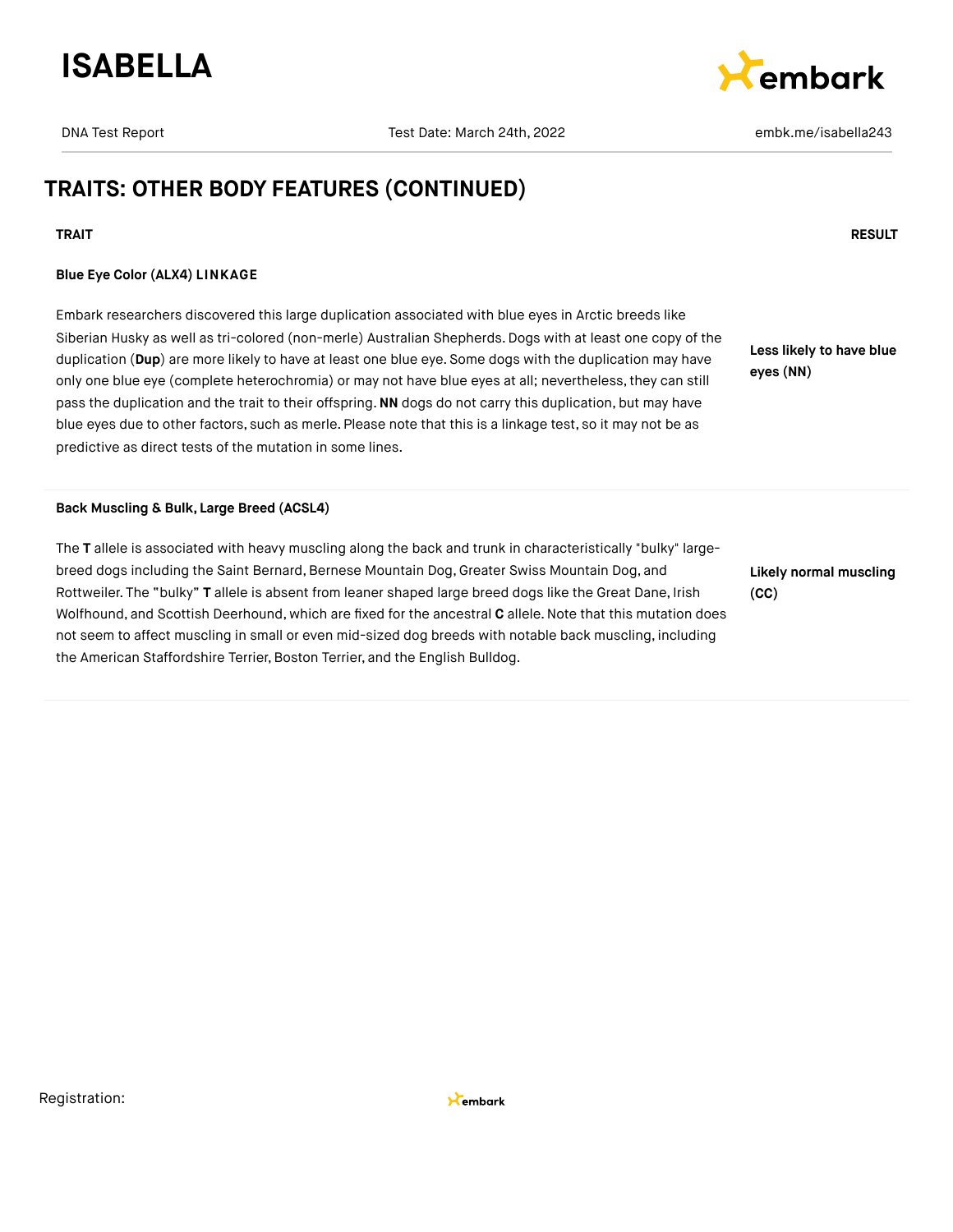## TRAITS: OTHER BODY FEATURES (CONTINUED)

| TRAIT | RESULT |
| --- | --- |
| **Blue Eye Color (ALX4) LINKAGE**<br><br>Embark researchers discovered this large duplication associated with blue eyes in Arctic breeds like Siberian Husky as well as tri-colored (non-merle) Australian Shepherds. Dogs with at least one copy of the duplication (**Dup**) are more likely to have at least one blue eye. Some dogs with the duplication may have only one blue eye (complete heterochromia) or may not have blue eyes at all; nevertheless, they can still pass the duplication and the trait to their offspring. **NN** dogs do not carry this duplication, but may have blue eyes due to other factors, such as merle. Please note that this is a linkage test, so it may not be as predictive as direct tests of the mutation in some lines. | **Less likely to have blue eyes (NN)** |
| **Back Muscling & Bulk, Large Breed (ACSL4)**<br><br>The **T** allele is associated with heavy muscling along the back and trunk in characteristically "bulky" large-breed dogs including the Saint Bernard, Bernese Mountain Dog, Greater Swiss Mountain Dog, and Rottweiler. The "bulky" **T** allele is absent from leaner shaped large breed dogs like the Great Dane, Irish Wolfhound, and Scottish Deerhound, which are fixed for the ancestral **C** allele. Note that this mutation does not seem to affect muscling in small or even mid-sized dog breeds with notable back muscling, including the American Staffordshire Terrier, Boston Terrier, and the English Bulldog. | **Likely normal muscling (CC)** |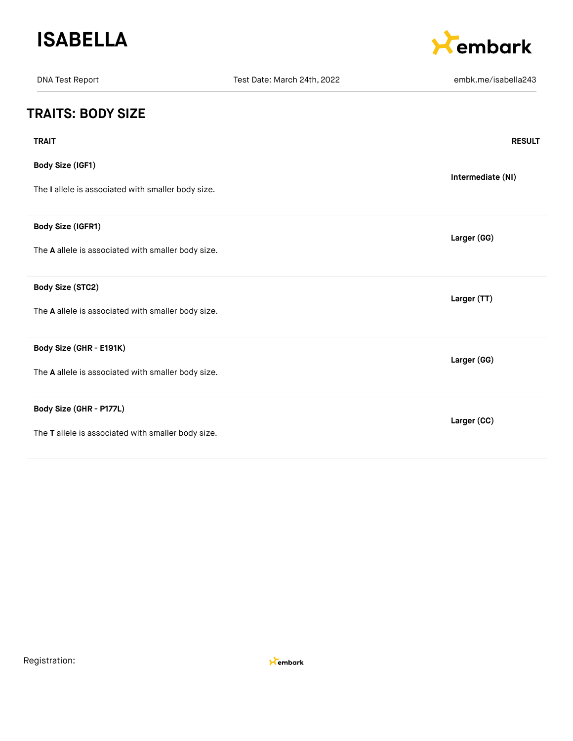# ISABELLA

DNA Test Report | Test Date: March 24th, 2022 | embk.me/isabella243

## TRAITS: BODY SIZE

| TRAIT | RESULT |
|---|---|
| **Body Size (IGF1)**<br>The **I** allele is associated with smaller body size. | **Intermediate (NI)** |
| **Body Size (IGFR1)**<br>The **A** allele is associated with smaller body size. | **Larger (GG)** |
| **Body Size (STC2)**<br>The **A** allele is associated with smaller body size. | **Larger (TT)** |
| **Body Size (GHR - E191K)**<br>The **A** allele is associated with smaller body size. | **Larger (GG)** |
| **Body Size (GHR - P177L)**<br>The **T** allele is associated with smaller body size. | **Larger (CC)** |

Registration: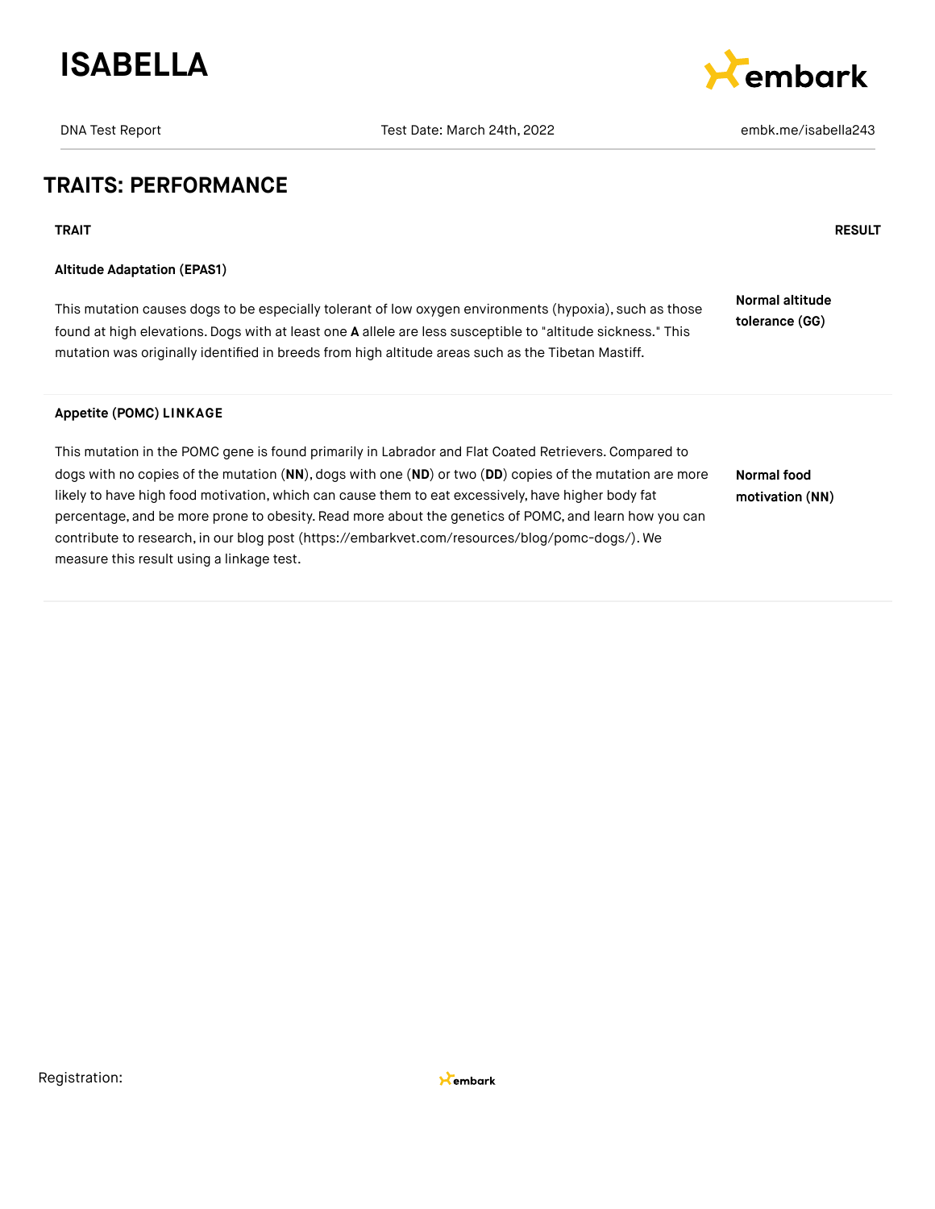## TRAITS: PERFORMANCE

| TRAIT | RESULT |
| --- | --- |
| **Altitude Adaptation (EPAS1)**<br><br>This mutation causes dogs to be especially tolerant of low oxygen environments (hypoxia), such as those found at high elevations. Dogs with at least one **A** allele are less susceptible to "altitude sickness." This mutation was originally identified in breeds from high altitude areas such as the Tibetan Mastiff. | **Normal altitude tolerance (GG)** |
| **Appetite (POMC) LINKAGE**<br><br>This mutation in the POMC gene is found primarily in Labrador and Flat Coated Retrievers. Compared to dogs with no copies of the mutation (**NN**), dogs with one (**ND**) or two (**DD**) copies of the mutation are more likely to have high food motivation, which can cause them to eat excessively, have higher body fat percentage, and be more prone to obesity. Read more about the genetics of POMC, and learn how you can contribute to research, in our blog post (https://embarkvet.com/resources/blog/pomc-dogs/). We measure this result using a linkage test. | **Normal food motivation (NN)** |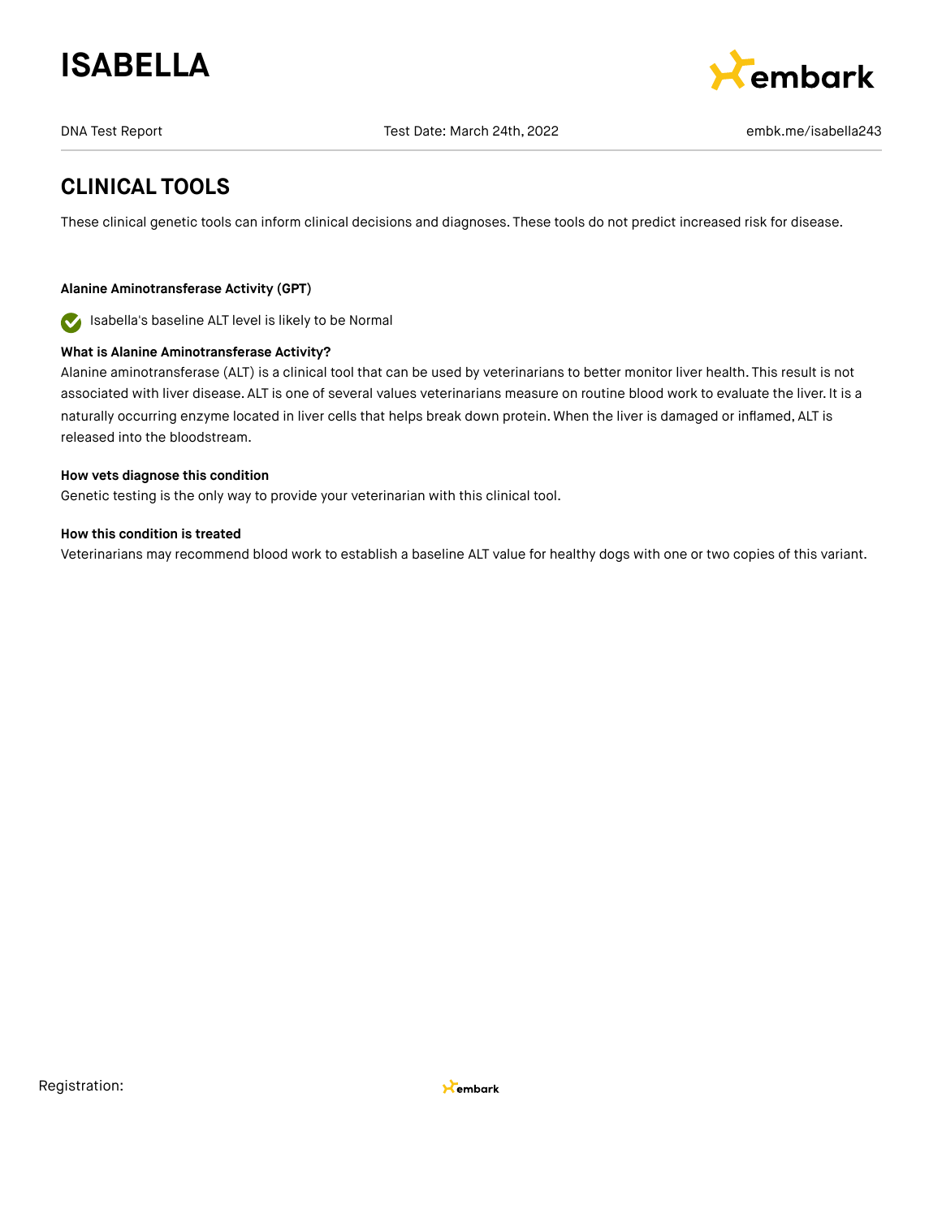## CLINICAL TOOLS

These clinical genetic tools can inform clinical decisions and diagnoses. These tools do not predict increased risk for disease.

**Alanine Aminotransferase Activity (GPT)**

Isabella's baseline ALT level is likely to be Normal

**What is Alanine Aminotransferase Activity?**

Alanine aminotransferase (ALT) is a clinical tool that can be used by veterinarians to better monitor liver health. This result is not associated with liver disease. ALT is one of several values veterinarians measure on routine blood work to evaluate the liver. It is a naturally occurring enzyme located in liver cells that helps break down protein. When the liver is damaged or inflamed, ALT is released into the bloodstream.

**How vets diagnose this condition**

Genetic testing is the only way to provide your veterinarian with this clinical tool.

**How this condition is treated**

Veterinarians may recommend blood work to establish a baseline ALT value for healthy dogs with one or two copies of this variant.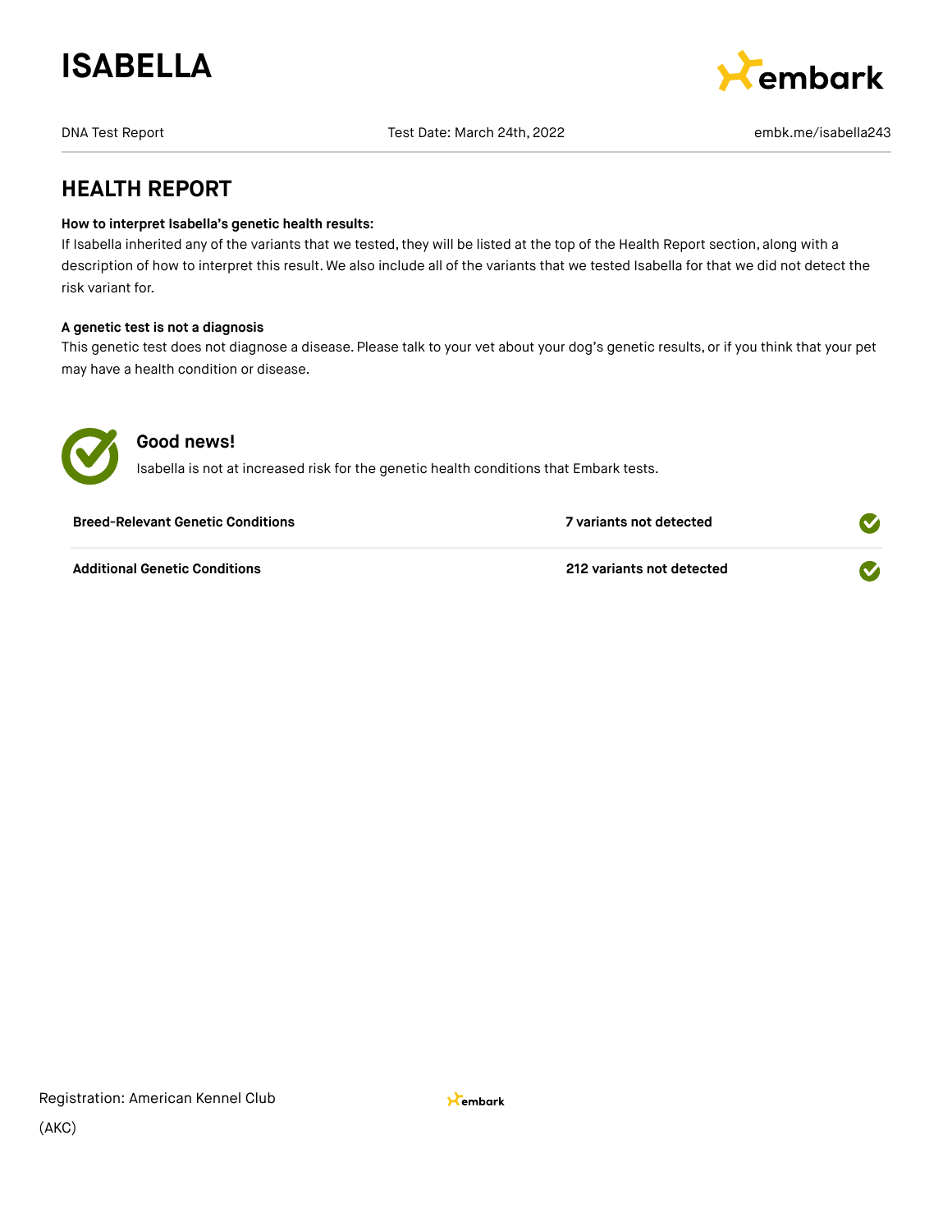# ISABELLA

DNA Test Report | Test Date: March 24th, 2022 | embk.me/isabella243

## HEALTH REPORT

**How to interpret Isabella's genetic health results:**
If Isabella inherited any of the variants that we tested, they will be listed at the top of the Health Report section, along with a description of how to interpret this result. We also include all of the variants that we tested Isabella for that we did not detect the risk variant for.

**A genetic test is not a diagnosis**
This genetic test does not diagnose a disease. Please talk to your vet about your dog's genetic results, or if you think that your pet may have a health condition or disease.

### Good news!

Isabella is not at increased risk for the genetic health conditions that Embark tests.

| | | |
|---|---|---|
| **Breed-Relevant Genetic Conditions** | **7 variants not detected** | ✓ |
| **Additional Genetic Conditions** | **212 variants not detected** | ✓ |

Registration: American Kennel Club (AKC)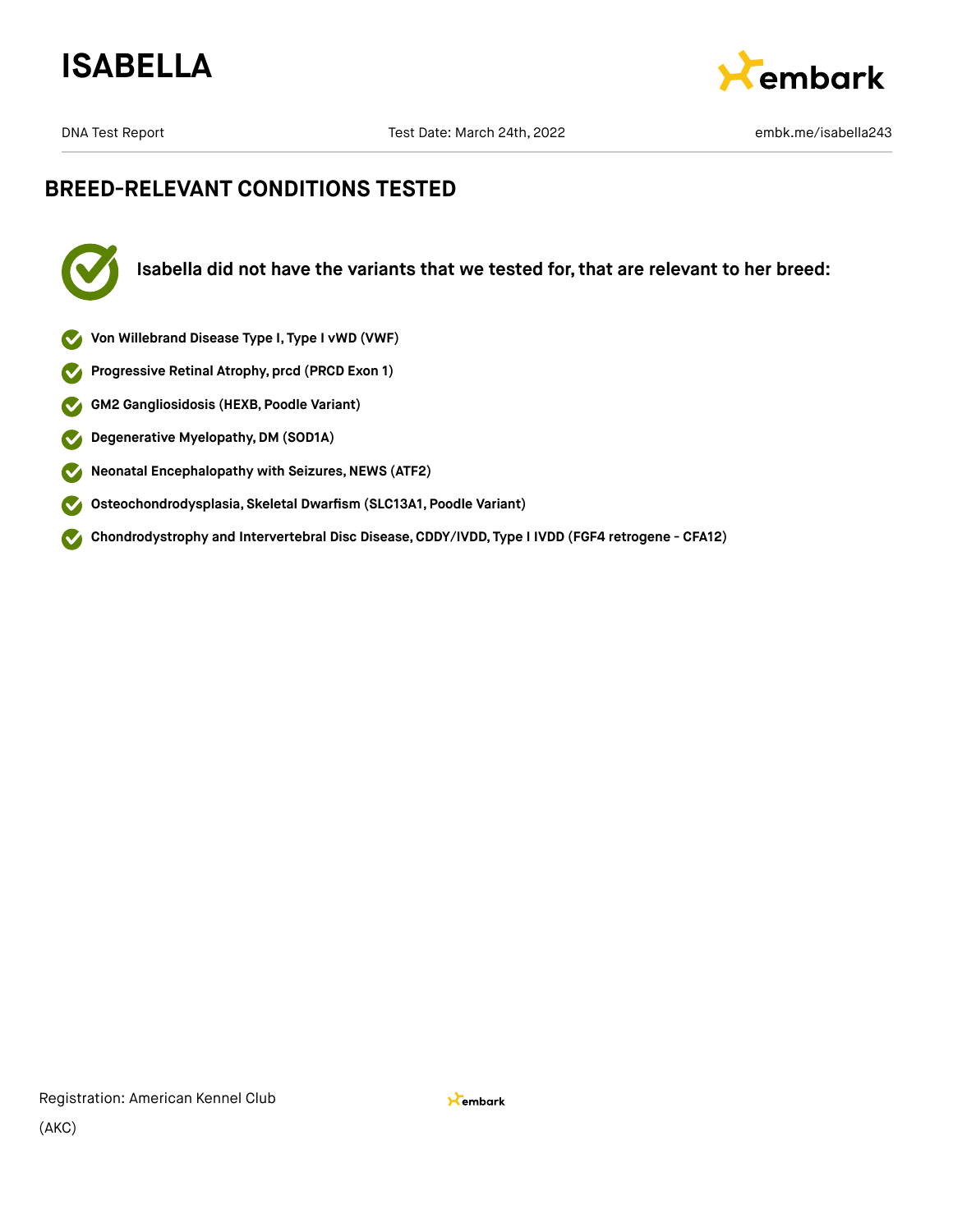## BREED-RELEVANT CONDITIONS TESTED

**Isabella did not have the variants that we tested for, that are relevant to her breed:**

- **Von Willebrand Disease Type I, Type I vWD (VWF)**
- **Progressive Retinal Atrophy, prcd (PRCD Exon 1)**
- **GM2 Gangliosidosis (HEXB, Poodle Variant)**
- **Degenerative Myelopathy, DM (SOD1A)**
- **Neonatal Encephalopathy with Seizures, NEWS (ATF2)**
- **Osteochondrodysplasia, Skeletal Dwarfism (SLC13A1, Poodle Variant)**
- **Chondrodystrophy and Intervertebral Disc Disease, CDDY/IVDD, Type I IVDD (FGF4 retrogene - CFA12)**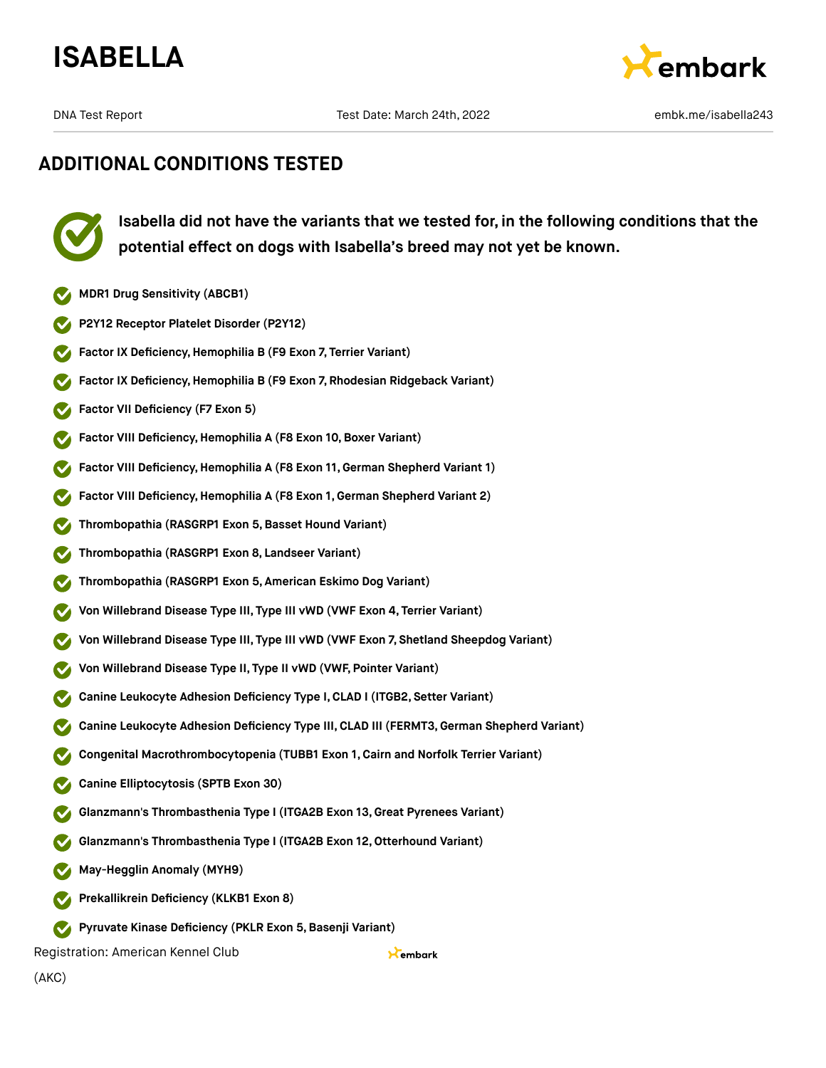## ADDITIONAL CONDITIONS TESTED

**Isabella did not have the variants that we tested for, in the following conditions that the potential effect on dogs with Isabella's breed may not yet be known.**

- **MDR1 Drug Sensitivity (ABCB1)**
- **P2Y12 Receptor Platelet Disorder (P2Y12)**
- **Factor IX Deficiency, Hemophilia B (F9 Exon 7, Terrier Variant)**
- **Factor IX Deficiency, Hemophilia B (F9 Exon 7, Rhodesian Ridgeback Variant)**
- **Factor VII Deficiency (F7 Exon 5)**
- **Factor VIII Deficiency, Hemophilia A (F8 Exon 10, Boxer Variant)**
- **Factor VIII Deficiency, Hemophilia A (F8 Exon 11, German Shepherd Variant 1)**
- **Factor VIII Deficiency, Hemophilia A (F8 Exon 1, German Shepherd Variant 2)**
- **Thrombopathia (RASGRP1 Exon 5, Basset Hound Variant)**
- **Thrombopathia (RASGRP1 Exon 8, Landseer Variant)**
- **Thrombopathia (RASGRP1 Exon 5, American Eskimo Dog Variant)**
- **Von Willebrand Disease Type III, Type III vWD (VWF Exon 4, Terrier Variant)**
- **Von Willebrand Disease Type III, Type III vWD (VWF Exon 7, Shetland Sheepdog Variant)**
- **Von Willebrand Disease Type II, Type II vWD (VWF, Pointer Variant)**
- **Canine Leukocyte Adhesion Deficiency Type I, CLAD I (ITGB2, Setter Variant)**
- **Canine Leukocyte Adhesion Deficiency Type III, CLAD III (FERMT3, German Shepherd Variant)**
- **Congenital Macrothrombocytopenia (TUBB1 Exon 1, Cairn and Norfolk Terrier Variant)**
- **Canine Elliptocytosis (SPTB Exon 30)**
- **Glanzmann's Thrombasthenia Type I (ITGA2B Exon 13, Great Pyrenees Variant)**
- **Glanzmann's Thrombasthenia Type I (ITGA2B Exon 12, Otterhound Variant)**
- **May-Hegglin Anomaly (MYH9)**
- **Prekallikrein Deficiency (KLKB1 Exon 8)**
- **Pyruvate Kinase Deficiency (PKLR Exon 5, Basenji Variant)**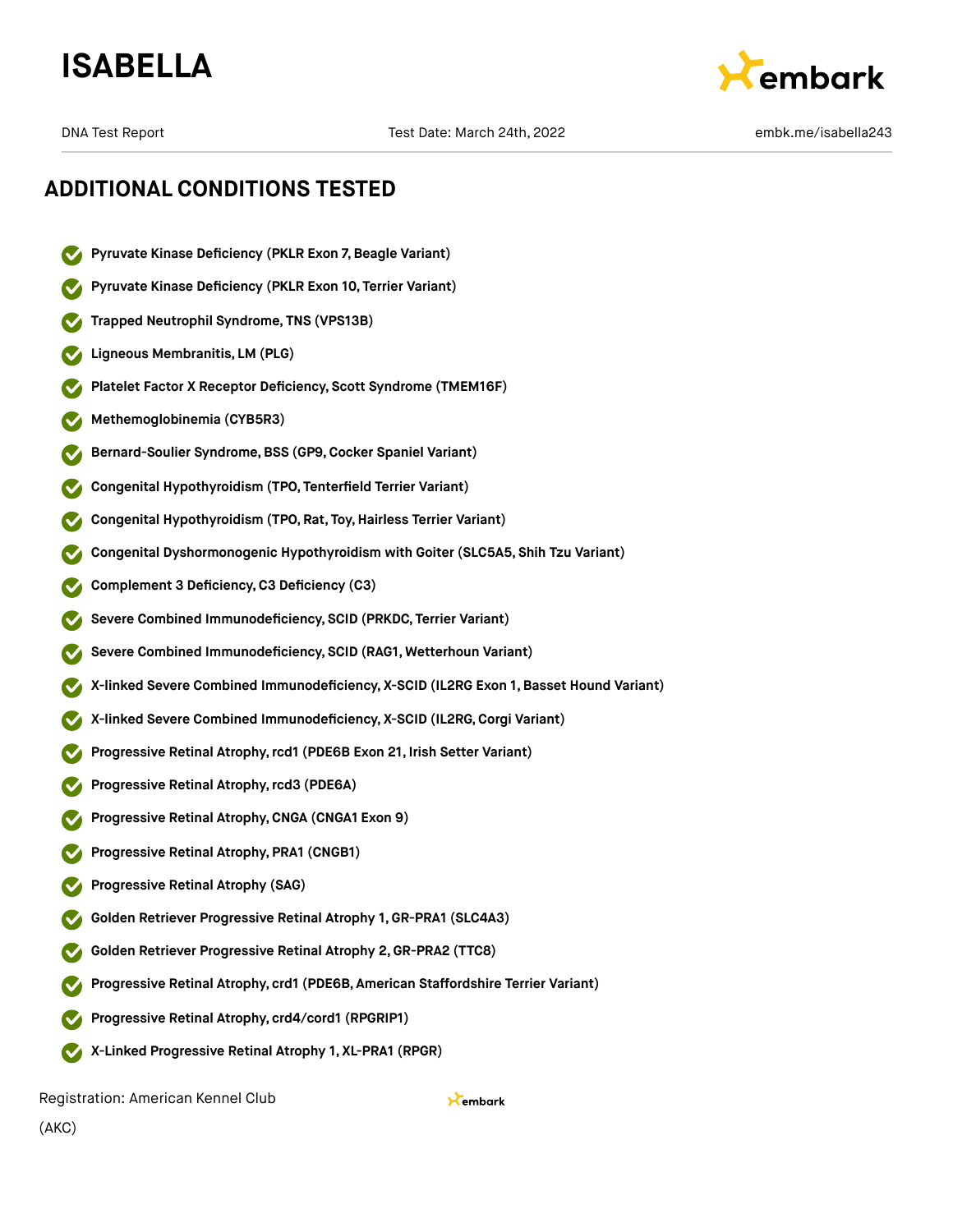## ADDITIONAL CONDITIONS TESTED

- **Pyruvate Kinase Deficiency (PKLR Exon 7, Beagle Variant)**
- **Pyruvate Kinase Deficiency (PKLR Exon 10, Terrier Variant)**
- **Trapped Neutrophil Syndrome, TNS (VPS13B)**
- **Ligneous Membranitis, LM (PLG)**
- **Platelet Factor X Receptor Deficiency, Scott Syndrome (TMEM16F)**
- **Methemoglobinemia (CYB5R3)**
- **Bernard-Soulier Syndrome, BSS (GP9, Cocker Spaniel Variant)**
- **Congenital Hypothyroidism (TPO, Tenterfield Terrier Variant)**
- **Congenital Hypothyroidism (TPO, Rat, Toy, Hairless Terrier Variant)**
- **Congenital Dyshormonogenic Hypothyroidism with Goiter (SLC5A5, Shih Tzu Variant)**
- **Complement 3 Deficiency, C3 Deficiency (C3)**
- **Severe Combined Immunodeficiency, SCID (PRKDC, Terrier Variant)**
- **Severe Combined Immunodeficiency, SCID (RAG1, Wetterhoun Variant)**
- **X-linked Severe Combined Immunodeficiency, X-SCID (IL2RG Exon 1, Basset Hound Variant)**
- **X-linked Severe Combined Immunodeficiency, X-SCID (IL2RG, Corgi Variant)**
- **Progressive Retinal Atrophy, rcd1 (PDE6B Exon 21, Irish Setter Variant)**
- **Progressive Retinal Atrophy, rcd3 (PDE6A)**
- **Progressive Retinal Atrophy, CNGA (CNGA1 Exon 9)**
- **Progressive Retinal Atrophy, PRA1 (CNGB1)**
- **Progressive Retinal Atrophy (SAG)**
- **Golden Retriever Progressive Retinal Atrophy 1, GR-PRA1 (SLC4A3)**
- **Golden Retriever Progressive Retinal Atrophy 2, GR-PRA2 (TTC8)**
- **Progressive Retinal Atrophy, crd1 (PDE6B, American Staffordshire Terrier Variant)**
- **Progressive Retinal Atrophy, crd4/cord1 (RPGRIP1)**
- **X-Linked Progressive Retinal Atrophy 1, XL-PRA1 (RPGR)**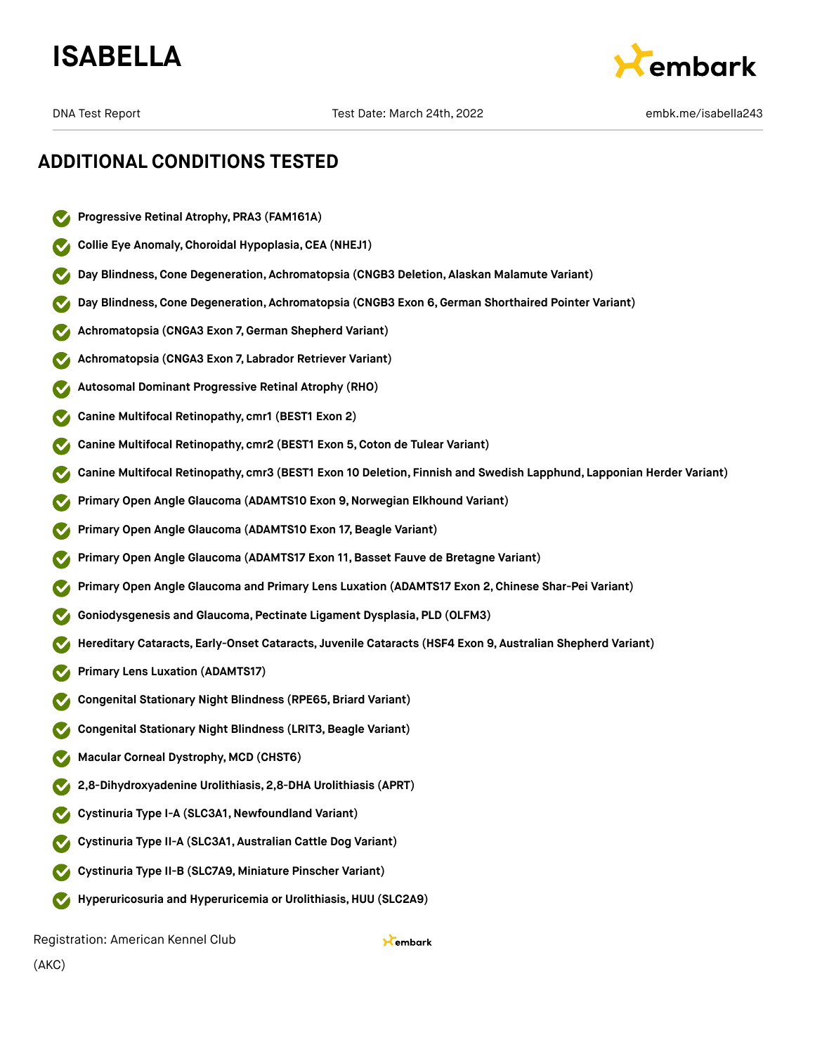## ADDITIONAL CONDITIONS TESTED

- Progressive Retinal Atrophy, PRA3 (FAM161A)
- Collie Eye Anomaly, Choroidal Hypoplasia, CEA (NHEJ1)
- Day Blindness, Cone Degeneration, Achromatopsia (CNGB3 Deletion, Alaskan Malamute Variant)
- Day Blindness, Cone Degeneration, Achromatopsia (CNGB3 Exon 6, German Shorthaired Pointer Variant)
- Achromatopsia (CNGA3 Exon 7, German Shepherd Variant)
- Achromatopsia (CNGA3 Exon 7, Labrador Retriever Variant)
- Autosomal Dominant Progressive Retinal Atrophy (RHO)
- Canine Multifocal Retinopathy, cmr1 (BEST1 Exon 2)
- Canine Multifocal Retinopathy, cmr2 (BEST1 Exon 5, Coton de Tulear Variant)
- Canine Multifocal Retinopathy, cmr3 (BEST1 Exon 10 Deletion, Finnish and Swedish Lapphund, Lapponian Herder Variant)
- Primary Open Angle Glaucoma (ADAMTS10 Exon 9, Norwegian Elkhound Variant)
- Primary Open Angle Glaucoma (ADAMTS10 Exon 17, Beagle Variant)
- Primary Open Angle Glaucoma (ADAMTS17 Exon 11, Basset Fauve de Bretagne Variant)
- Primary Open Angle Glaucoma and Primary Lens Luxation (ADAMTS17 Exon 2, Chinese Shar-Pei Variant)
- Goniodysgenesis and Glaucoma, Pectinate Ligament Dysplasia, PLD (OLFM3)
- Hereditary Cataracts, Early-Onset Cataracts, Juvenile Cataracts (HSF4 Exon 9, Australian Shepherd Variant)
- Primary Lens Luxation (ADAMTS17)
- Congenital Stationary Night Blindness (RPE65, Briard Variant)
- Congenital Stationary Night Blindness (LRIT3, Beagle Variant)
- Macular Corneal Dystrophy, MCD (CHST6)
- 2,8-Dihydroxyadenine Urolithiasis, 2,8-DHA Urolithiasis (APRT)
- Cystinuria Type I-A (SLC3A1, Newfoundland Variant)
- Cystinuria Type II-A (SLC3A1, Australian Cattle Dog Variant)
- Cystinuria Type II-B (SLC7A9, Miniature Pinscher Variant)
- Hyperuricosuria and Hyperuricemia or Urolithiasis, HUU (SLC2A9)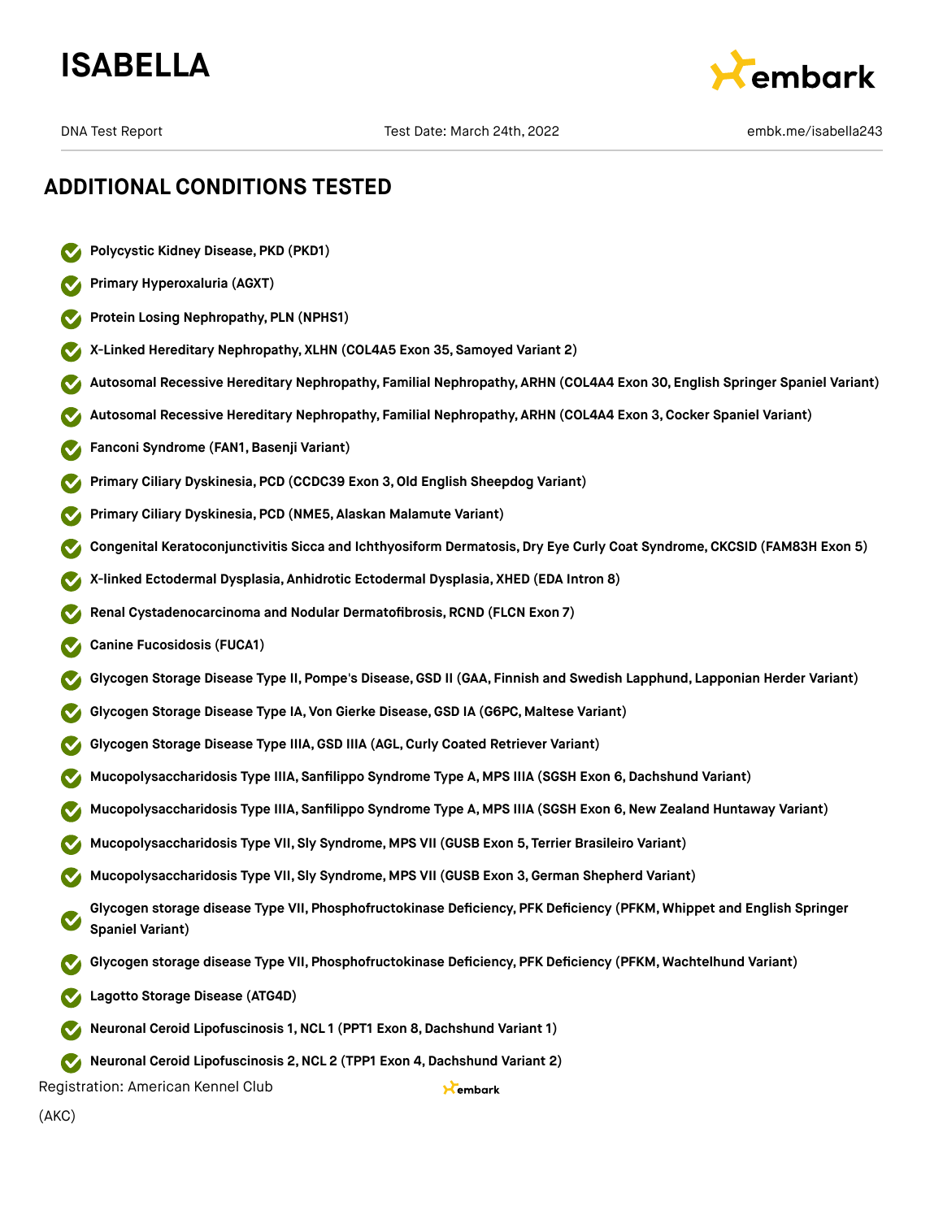# ISABELLA

DNA Test Report | Test Date: March 24th, 2022 | embk.me/isabella243

## ADDITIONAL CONDITIONS TESTED

- **Polycystic Kidney Disease, PKD (PKD1)**
- **Primary Hyperoxaluria (AGXT)**
- **Protein Losing Nephropathy, PLN (NPHS1)**
- **X-Linked Hereditary Nephropathy, XLHN (COL4A5 Exon 35, Samoyed Variant 2)**
- **Autosomal Recessive Hereditary Nephropathy, Familial Nephropathy, ARHN (COL4A4 Exon 30, English Springer Spaniel Variant)**
- **Autosomal Recessive Hereditary Nephropathy, Familial Nephropathy, ARHN (COL4A4 Exon 3, Cocker Spaniel Variant)**
- **Fanconi Syndrome (FAN1, Basenji Variant)**
- **Primary Ciliary Dyskinesia, PCD (CCDC39 Exon 3, Old English Sheepdog Variant)**
- **Primary Ciliary Dyskinesia, PCD (NME5, Alaskan Malamute Variant)**
- **Congenital Keratoconjunctivitis Sicca and Ichthyosiform Dermatosis, Dry Eye Curly Coat Syndrome, CKCSID (FAM83H Exon 5)**
- **X-linked Ectodermal Dysplasia, Anhidrotic Ectodermal Dysplasia, XHED (EDA Intron 8)**
- **Renal Cystadenocarcinoma and Nodular Dermatofibrosis, RCND (FLCN Exon 7)**
- **Canine Fucosidosis (FUCA1)**
- **Glycogen Storage Disease Type II, Pompe's Disease, GSD II (GAA, Finnish and Swedish Lapphund, Lapponian Herder Variant)**
- **Glycogen Storage Disease Type IA, Von Gierke Disease, GSD IA (G6PC, Maltese Variant)**
- **Glycogen Storage Disease Type IIIA, GSD IIIA (AGL, Curly Coated Retriever Variant)**
- **Mucopolysaccharidosis Type IIIA, Sanfilippo Syndrome Type A, MPS IIIA (SGSH Exon 6, Dachshund Variant)**
- **Mucopolysaccharidosis Type IIIA, Sanfilippo Syndrome Type A, MPS IIIA (SGSH Exon 6, New Zealand Huntaway Variant)**
- **Mucopolysaccharidosis Type VII, Sly Syndrome, MPS VII (GUSB Exon 5, Terrier Brasileiro Variant)**
- **Mucopolysaccharidosis Type VII, Sly Syndrome, MPS VII (GUSB Exon 3, German Shepherd Variant)**
- **Glycogen storage disease Type VII, Phosphofructokinase Deficiency, PFK Deficiency (PFKM, Whippet and English Springer Spaniel Variant)**
- **Glycogen storage disease Type VII, Phosphofructokinase Deficiency, PFK Deficiency (PFKM, Wachtelhund Variant)**
- **Lagotto Storage Disease (ATG4D)**
- **Neuronal Ceroid Lipofuscinosis 1, NCL 1 (PPT1 Exon 8, Dachshund Variant 1)**
- **Neuronal Ceroid Lipofuscinosis 2, NCL 2 (TPP1 Exon 4, Dachshund Variant 2)**

Registration: American Kennel Club (AKC)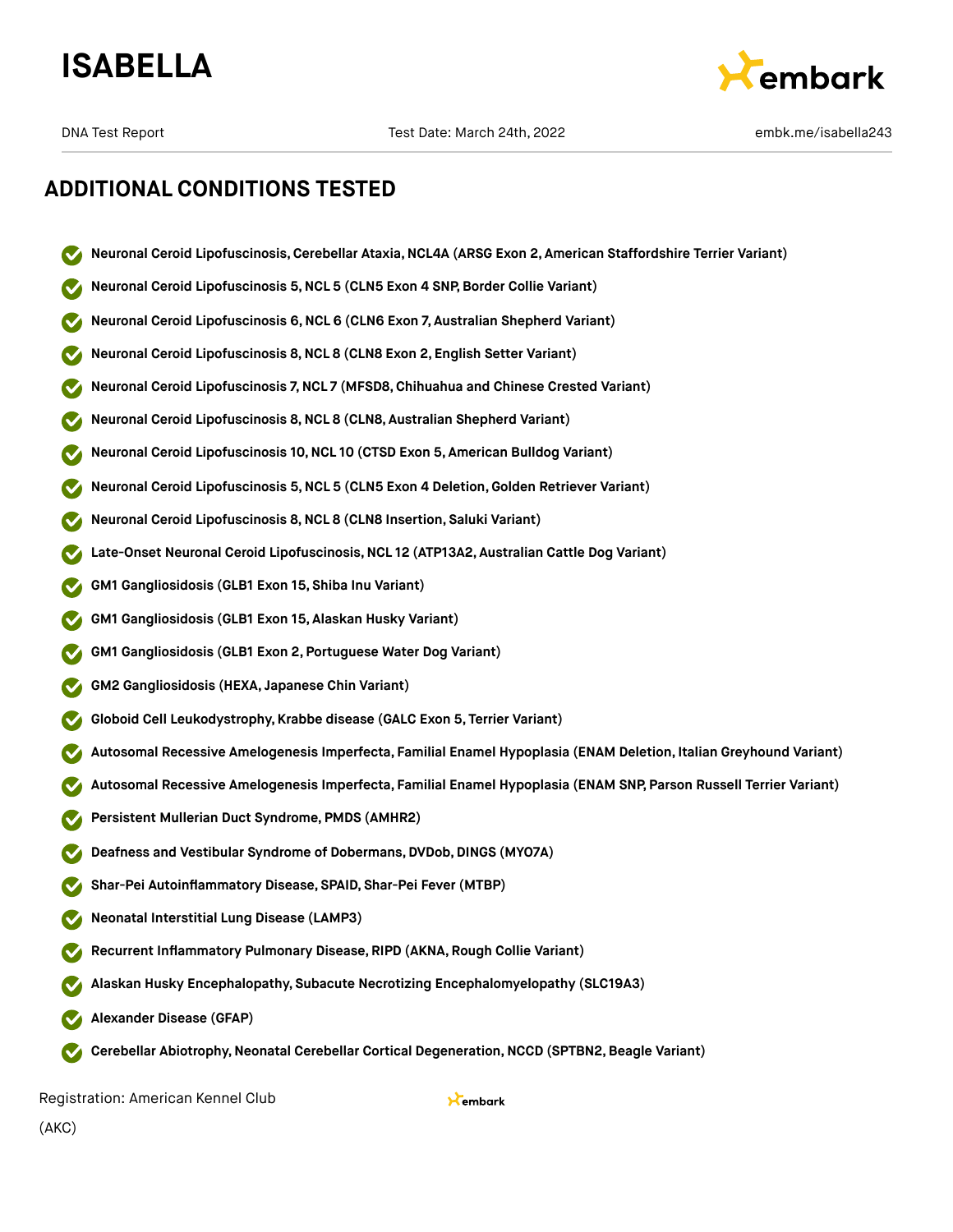## ADDITIONAL CONDITIONS TESTED

- **Neuronal Ceroid Lipofuscinosis, Cerebellar Ataxia, NCL4A (ARSG Exon 2, American Staffordshire Terrier Variant)**
- **Neuronal Ceroid Lipofuscinosis 5, NCL 5 (CLN5 Exon 4 SNP, Border Collie Variant)**
- **Neuronal Ceroid Lipofuscinosis 6, NCL 6 (CLN6 Exon 7, Australian Shepherd Variant)**
- **Neuronal Ceroid Lipofuscinosis 8, NCL 8 (CLN8 Exon 2, English Setter Variant)**
- **Neuronal Ceroid Lipofuscinosis 7, NCL 7 (MFSD8, Chihuahua and Chinese Crested Variant)**
- **Neuronal Ceroid Lipofuscinosis 8, NCL 8 (CLN8, Australian Shepherd Variant)**
- **Neuronal Ceroid Lipofuscinosis 10, NCL 10 (CTSD Exon 5, American Bulldog Variant)**
- **Neuronal Ceroid Lipofuscinosis 5, NCL 5 (CLN5 Exon 4 Deletion, Golden Retriever Variant)**
- **Neuronal Ceroid Lipofuscinosis 8, NCL 8 (CLN8 Insertion, Saluki Variant)**
- **Late-Onset Neuronal Ceroid Lipofuscinosis, NCL 12 (ATP13A2, Australian Cattle Dog Variant)**
- **GM1 Gangliosidosis (GLB1 Exon 15, Shiba Inu Variant)**
- **GM1 Gangliosidosis (GLB1 Exon 15, Alaskan Husky Variant)**
- **GM1 Gangliosidosis (GLB1 Exon 2, Portuguese Water Dog Variant)**
- **GM2 Gangliosidosis (HEXA, Japanese Chin Variant)**
- **Globoid Cell Leukodystrophy, Krabbe disease (GALC Exon 5, Terrier Variant)**
- **Autosomal Recessive Amelogenesis Imperfecta, Familial Enamel Hypoplasia (ENAM Deletion, Italian Greyhound Variant)**
- **Autosomal Recessive Amelogenesis Imperfecta, Familial Enamel Hypoplasia (ENAM SNP, Parson Russell Terrier Variant)**
- **Persistent Mullerian Duct Syndrome, PMDS (AMHR2)**
- **Deafness and Vestibular Syndrome of Dobermans, DVDob, DINGS (MYO7A)**
- **Shar-Pei Autoinflammatory Disease, SPAID, Shar-Pei Fever (MTBP)**
- **Neonatal Interstitial Lung Disease (LAMP3)**
- **Recurrent Inflammatory Pulmonary Disease, RIPD (AKNA, Rough Collie Variant)**
- **Alaskan Husky Encephalopathy, Subacute Necrotizing Encephalomyelopathy (SLC19A3)**
- **Alexander Disease (GFAP)**
- **Cerebellar Abiotrophy, Neonatal Cerebellar Cortical Degeneration, NCCD (SPTBN2, Beagle Variant)**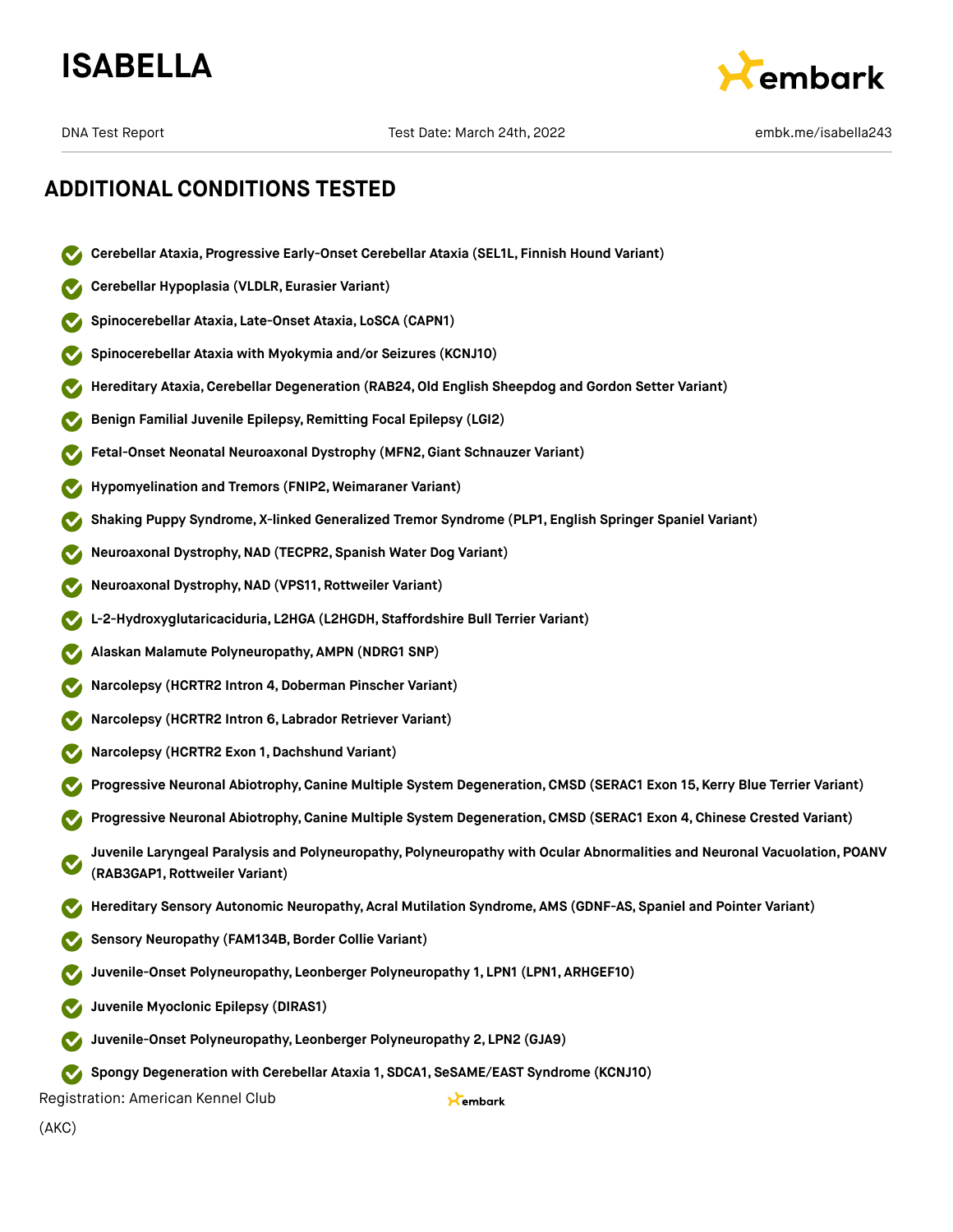## ADDITIONAL CONDITIONS TESTED

- **Cerebellar Ataxia, Progressive Early-Onset Cerebellar Ataxia (SEL1L, Finnish Hound Variant)**
- **Cerebellar Hypoplasia (VLDLR, Eurasier Variant)**
- **Spinocerebellar Ataxia, Late-Onset Ataxia, LoSCA (CAPN1)**
- **Spinocerebellar Ataxia with Myokymia and/or Seizures (KCNJ10)**
- **Hereditary Ataxia, Cerebellar Degeneration (RAB24, Old English Sheepdog and Gordon Setter Variant)**
- **Benign Familial Juvenile Epilepsy, Remitting Focal Epilepsy (LGI2)**
- **Fetal-Onset Neonatal Neuroaxonal Dystrophy (MFN2, Giant Schnauzer Variant)**
- **Hypomyelination and Tremors (FNIP2, Weimaraner Variant)**
- **Shaking Puppy Syndrome, X-linked Generalized Tremor Syndrome (PLP1, English Springer Spaniel Variant)**
- **Neuroaxonal Dystrophy, NAD (TECPR2, Spanish Water Dog Variant)**
- **Neuroaxonal Dystrophy, NAD (VPS11, Rottweiler Variant)**
- **L-2-Hydroxyglutaricaciduria, L2HGA (L2HGDH, Staffordshire Bull Terrier Variant)**
- **Alaskan Malamute Polyneuropathy, AMPN (NDRG1 SNP)**
- **Narcolepsy (HCRTR2 Intron 4, Doberman Pinscher Variant)**
- **Narcolepsy (HCRTR2 Intron 6, Labrador Retriever Variant)**
- **Narcolepsy (HCRTR2 Exon 1, Dachshund Variant)**
- **Progressive Neuronal Abiotrophy, Canine Multiple System Degeneration, CMSD (SERAC1 Exon 15, Kerry Blue Terrier Variant)**
- **Progressive Neuronal Abiotrophy, Canine Multiple System Degeneration, CMSD (SERAC1 Exon 4, Chinese Crested Variant)**
- **Juvenile Laryngeal Paralysis and Polyneuropathy, Polyneuropathy with Ocular Abnormalities and Neuronal Vacuolation, POANV (RAB3GAP1, Rottweiler Variant)**
- **Hereditary Sensory Autonomic Neuropathy, Acral Mutilation Syndrome, AMS (GDNF-AS, Spaniel and Pointer Variant)**
- **Sensory Neuropathy (FAM134B, Border Collie Variant)**
- **Juvenile-Onset Polyneuropathy, Leonberger Polyneuropathy 1, LPN1 (LPN1, ARHGEF10)**
- **Juvenile Myoclonic Epilepsy (DIRAS1)**
- **Juvenile-Onset Polyneuropathy, Leonberger Polyneuropathy 2, LPN2 (GJA9)**
- **Spongy Degeneration with Cerebellar Ataxia 1, SDCA1, SeSAME/EAST Syndrome (KCNJ10)**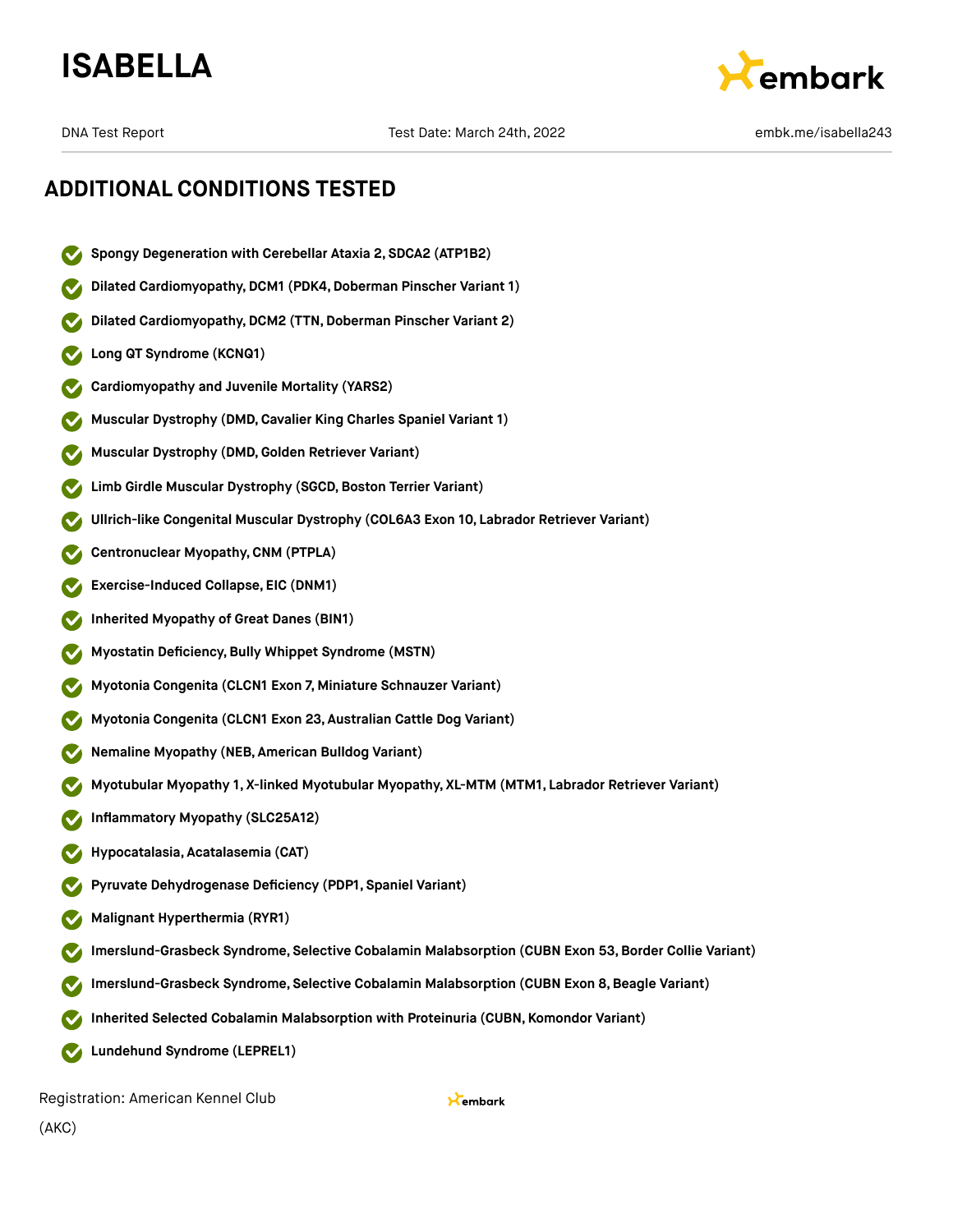# ISABELLA

DNA Test Report | Test Date: March 24th, 2022 | embk.me/isabella243

## ADDITIONAL CONDITIONS TESTED

- **Spongy Degeneration with Cerebellar Ataxia 2, SDCA2 (ATP1B2)**
- **Dilated Cardiomyopathy, DCM1 (PDK4, Doberman Pinscher Variant 1)**
- **Dilated Cardiomyopathy, DCM2 (TTN, Doberman Pinscher Variant 2)**
- **Long QT Syndrome (KCNQ1)**
- **Cardiomyopathy and Juvenile Mortality (YARS2)**
- **Muscular Dystrophy (DMD, Cavalier King Charles Spaniel Variant 1)**
- **Muscular Dystrophy (DMD, Golden Retriever Variant)**
- **Limb Girdle Muscular Dystrophy (SGCD, Boston Terrier Variant)**
- **Ullrich-like Congenital Muscular Dystrophy (COL6A3 Exon 10, Labrador Retriever Variant)**
- **Centronuclear Myopathy, CNM (PTPLA)**
- **Exercise-Induced Collapse, EIC (DNM1)**
- **Inherited Myopathy of Great Danes (BIN1)**
- **Myostatin Deficiency, Bully Whippet Syndrome (MSTN)**
- **Myotonia Congenita (CLCN1 Exon 7, Miniature Schnauzer Variant)**
- **Myotonia Congenita (CLCN1 Exon 23, Australian Cattle Dog Variant)**
- **Nemaline Myopathy (NEB, American Bulldog Variant)**
- **Myotubular Myopathy 1, X-linked Myotubular Myopathy, XL-MTM (MTM1, Labrador Retriever Variant)**
- **Inflammatory Myopathy (SLC25A12)**
- **Hypocatalasia, Acatalasemia (CAT)**
- **Pyruvate Dehydrogenase Deficiency (PDP1, Spaniel Variant)**
- **Malignant Hyperthermia (RYR1)**
- **Imerslund-Grasbeck Syndrome, Selective Cobalamin Malabsorption (CUBN Exon 53, Border Collie Variant)**
- **Imerslund-Grasbeck Syndrome, Selective Cobalamin Malabsorption (CUBN Exon 8, Beagle Variant)**
- **Inherited Selected Cobalamin Malabsorption with Proteinuria (CUBN, Komondor Variant)**
- **Lundehund Syndrome (LEPREL1)**

Registration: American Kennel Club (AKC)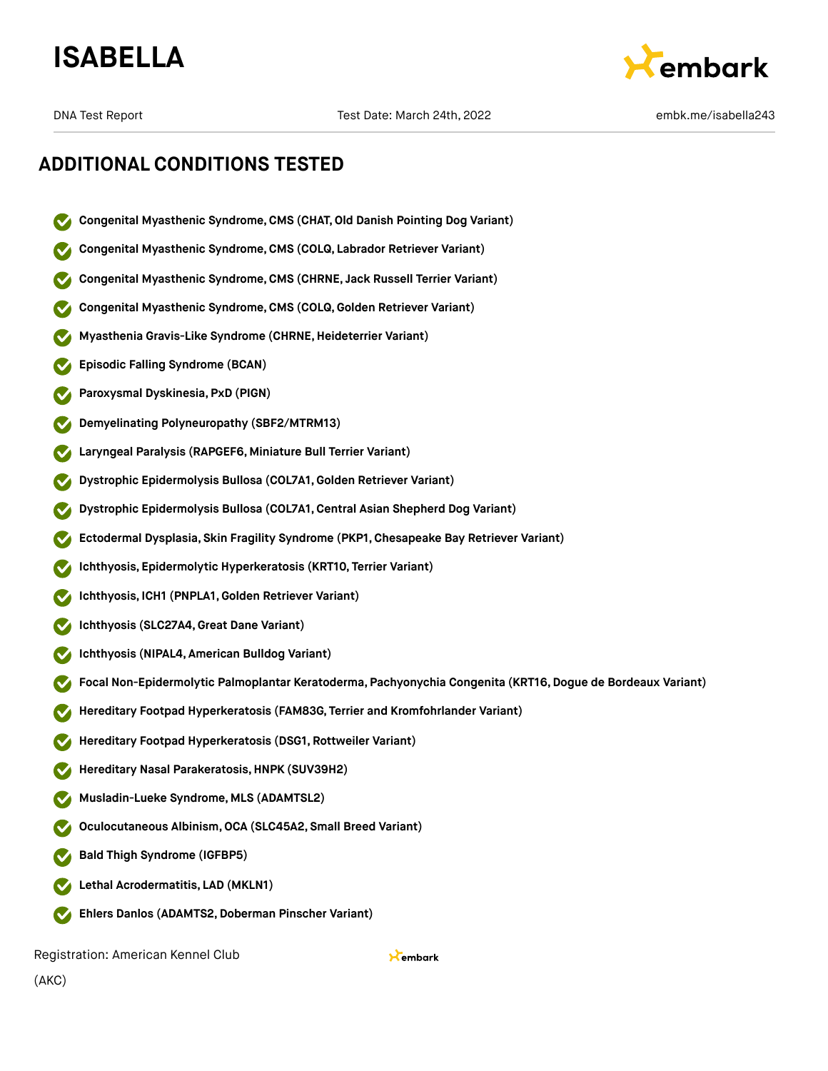# ISABELLA

DNA Test Report | Test Date: March 24th, 2022 | embk.me/isabella243

## ADDITIONAL CONDITIONS TESTED

- **Congenital Myasthenic Syndrome, CMS (CHAT, Old Danish Pointing Dog Variant)**
- **Congenital Myasthenic Syndrome, CMS (COLQ, Labrador Retriever Variant)**
- **Congenital Myasthenic Syndrome, CMS (CHRNE, Jack Russell Terrier Variant)**
- **Congenital Myasthenic Syndrome, CMS (COLQ, Golden Retriever Variant)**
- **Myasthenia Gravis-Like Syndrome (CHRNE, Heideterrier Variant)**
- **Episodic Falling Syndrome (BCAN)**
- **Paroxysmal Dyskinesia, PxD (PIGN)**
- **Demyelinating Polyneuropathy (SBF2/MTRM13)**
- **Laryngeal Paralysis (RAPGEF6, Miniature Bull Terrier Variant)**
- **Dystrophic Epidermolysis Bullosa (COL7A1, Golden Retriever Variant)**
- **Dystrophic Epidermolysis Bullosa (COL7A1, Central Asian Shepherd Dog Variant)**
- **Ectodermal Dysplasia, Skin Fragility Syndrome (PKP1, Chesapeake Bay Retriever Variant)**
- **Ichthyosis, Epidermolytic Hyperkeratosis (KRT10, Terrier Variant)**
- **Ichthyosis, ICH1 (PNPLA1, Golden Retriever Variant)**
- **Ichthyosis (SLC27A4, Great Dane Variant)**
- **Ichthyosis (NIPAL4, American Bulldog Variant)**
- **Focal Non-Epidermolytic Palmoplantar Keratoderma, Pachyonychia Congenita (KRT16, Dogue de Bordeaux Variant)**
- **Hereditary Footpad Hyperkeratosis (FAM83G, Terrier and Kromfohrlander Variant)**
- **Hereditary Footpad Hyperkeratosis (DSG1, Rottweiler Variant)**
- **Hereditary Nasal Parakeratosis, HNPK (SUV39H2)**
- **Musladin-Lueke Syndrome, MLS (ADAMTSL2)**
- **Oculocutaneous Albinism, OCA (SLC45A2, Small Breed Variant)**
- **Bald Thigh Syndrome (IGFBP5)**
- **Lethal Acrodermatitis, LAD (MKLN1)**
- **Ehlers Danlos (ADAMTS2, Doberman Pinscher Variant)**

Registration: American Kennel Club (AKC)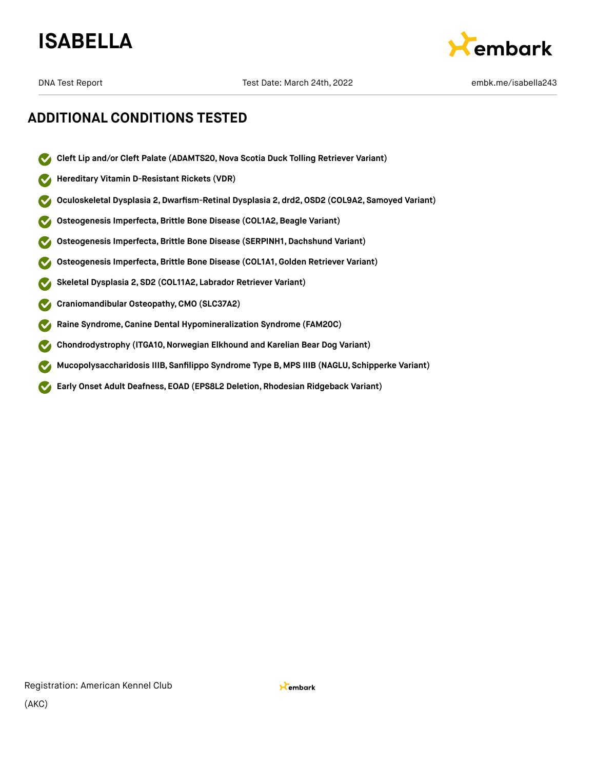## ADDITIONAL CONDITIONS TESTED

- **Cleft Lip and/or Cleft Palate (ADAMTS20, Nova Scotia Duck Tolling Retriever Variant)**
- **Hereditary Vitamin D-Resistant Rickets (VDR)**
- **Oculoskeletal Dysplasia 2, Dwarfism-Retinal Dysplasia 2, drd2, OSD2 (COL9A2, Samoyed Variant)**
- **Osteogenesis Imperfecta, Brittle Bone Disease (COL1A2, Beagle Variant)**
- **Osteogenesis Imperfecta, Brittle Bone Disease (SERPINH1, Dachshund Variant)**
- **Osteogenesis Imperfecta, Brittle Bone Disease (COL1A1, Golden Retriever Variant)**
- **Skeletal Dysplasia 2, SD2 (COL11A2, Labrador Retriever Variant)**
- **Craniomandibular Osteopathy, CMO (SLC37A2)**
- **Raine Syndrome, Canine Dental Hypomineralization Syndrome (FAM20C)**
- **Chondrodystrophy (ITGA10, Norwegian Elkhound and Karelian Bear Dog Variant)**
- **Mucopolysaccharidosis IIIB, Sanfilippo Syndrome Type B, MPS IIIB (NAGLU, Schipperke Variant)**
- **Early Onset Adult Deafness, EOAD (EPS8L2 Deletion, Rhodesian Ridgeback Variant)**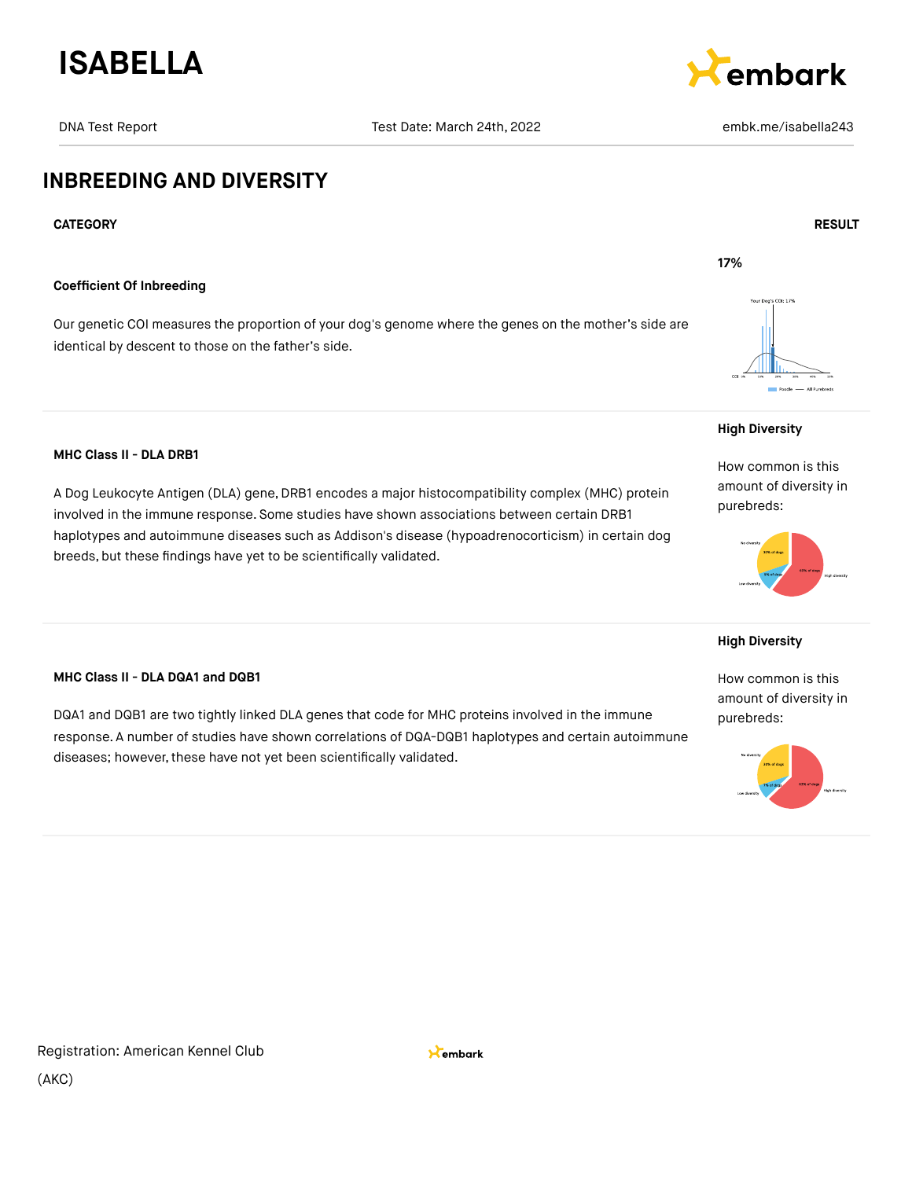# ISABELLA

DNA Test Report | Test Date: March 24th, 2022 | embk.me/isabella243

## INBREEDING AND DIVERSITY

**CATEGORY** | **RESULT**

**Coefficient Of Inbreeding**

Our genetic COI measures the proportion of your dog's genome where the genes on the mother's side are identical by descent to those on the father's side.

**17%**

Your Dog's COI: 17%

COI

Poodle — All Purebreds

**MHC Class II - DLA DRB1**

A Dog Leukocyte Antigen (DLA) gene, DRB1 encodes a major histocompatibility complex (MHC) protein involved in the immune response. Some studies have shown associations between certain DRB1 haplotypes and autoimmune diseases such as Addison's disease (hypoadrenocorticism) in certain dog breeds, but these findings have yet to be scientifically validated.

**High Diversity**

How common is this amount of diversity in purebreds:

No diversity
Low diversity
High diversity

**MHC Class II - DLA DQA1 and DQB1**

DQA1 and DQB1 are two tightly linked DLA genes that code for MHC proteins involved in the immune response. A number of studies have shown correlations of DQA-DQB1 haplotypes and certain autoimmune diseases; however, these have not yet been scientifically validated.

**High Diversity**

How common is this amount of diversity in purebreds:

No diversity
Low diversity
High diversity

Registration: American Kennel Club (AKC)